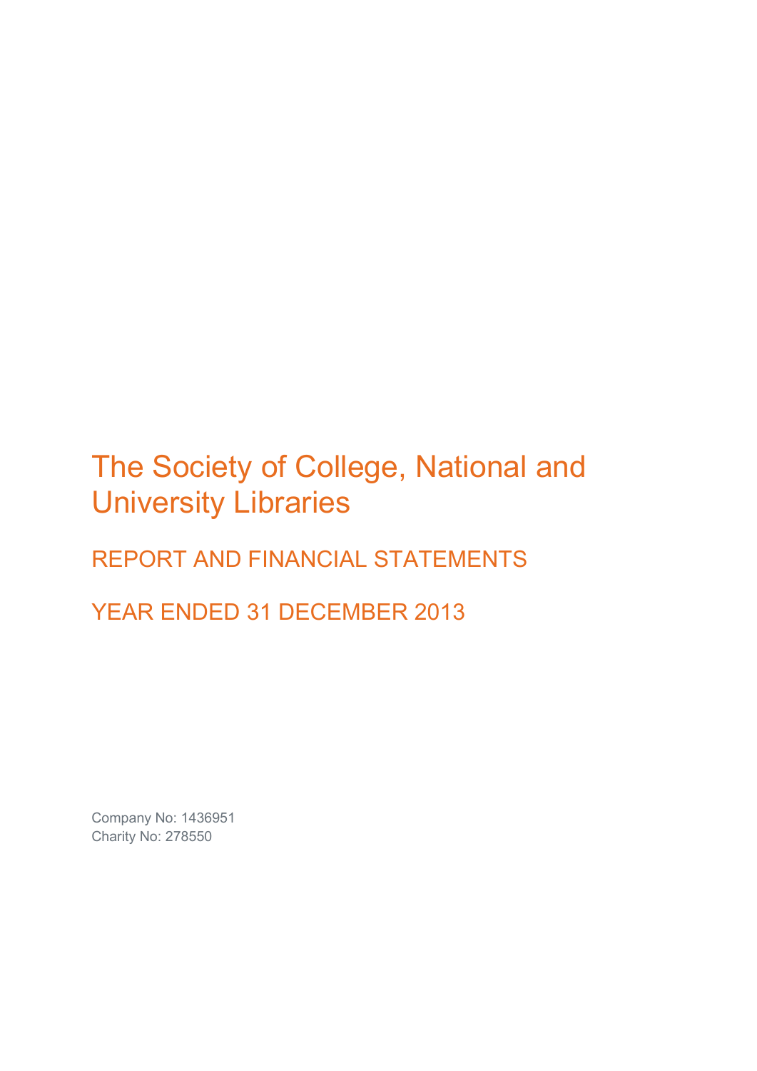# The Society of College, National and University Libraries

## REPORT AND FINANCIAL STATEMENTS

## YEAR ENDED 31 DECEMBER 2013

Company No: 1436951
Charity No: 278550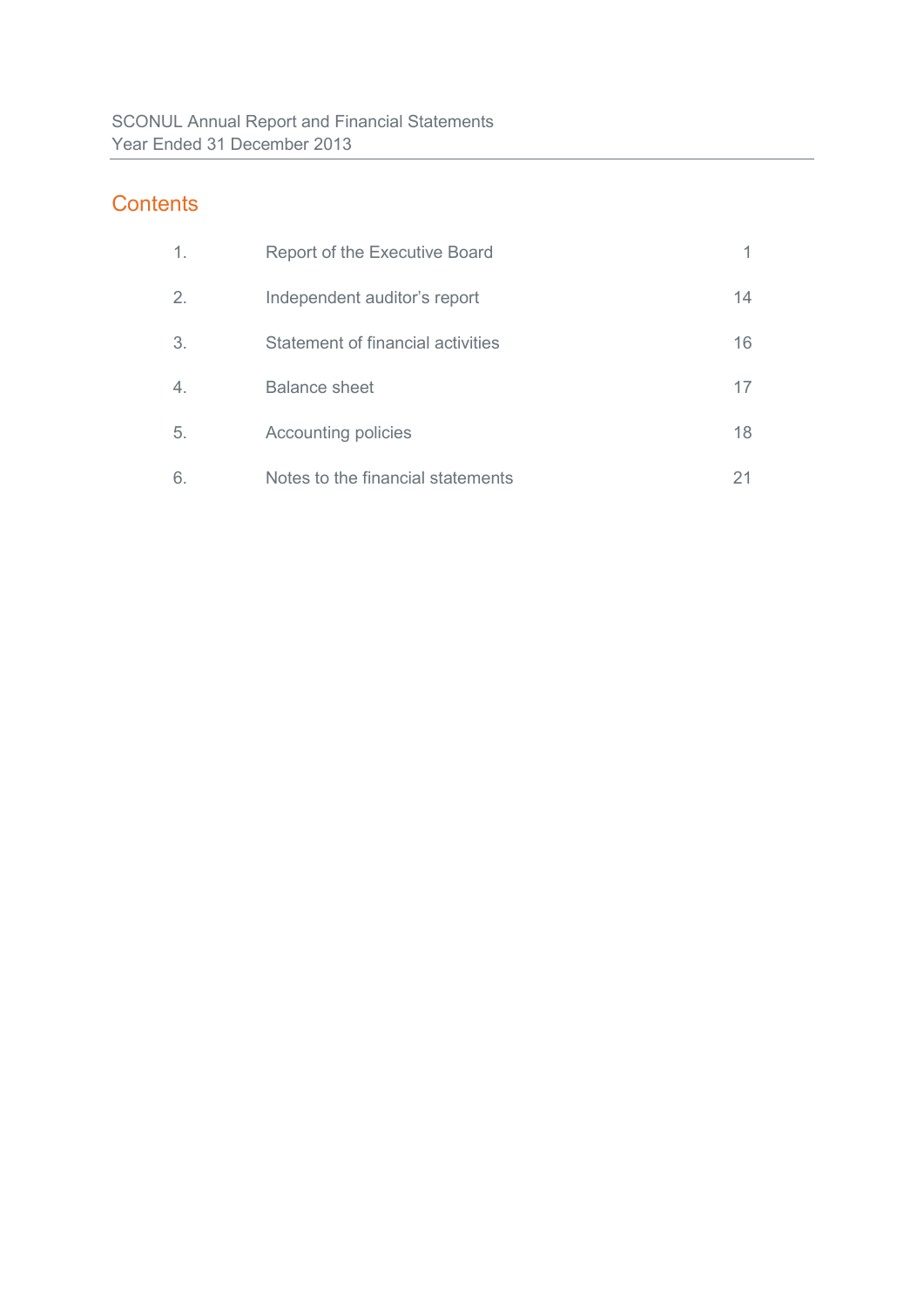SCONUL Annual Report and Financial Statements
Year Ended 31 December 2013

# Contents

| | | |
|---|---|---|
| 1. | Report of the Executive Board | 1 |
| 2. | Independent auditor's report | 14 |
| 3. | Statement of financial activities | 16 |
| 4. | Balance sheet | 17 |
| 5. | Accounting policies | 18 |
| 6. | Notes to the financial statements | 21 |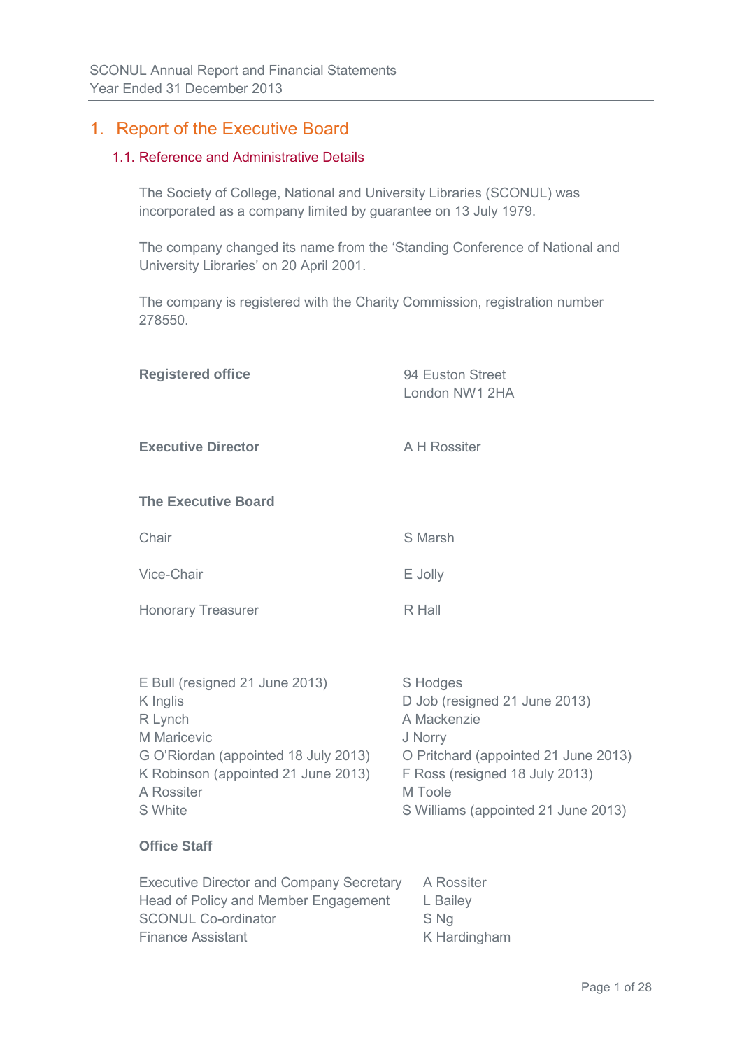# 1. Report of the Executive Board

## 1.1. Reference and Administrative Details

The Society of College, National and University Libraries (SCONUL) was incorporated as a company limited by guarantee on 13 July 1979.

The company changed its name from the 'Standing Conference of National and University Libraries' on 20 April 2001.

The company is registered with the Charity Commission, registration number 278550.

| | |
|---|---|
| **Registered office** | 94 Euston Street<br>London NW1 2HA |
| **Executive Director** | A H Rossiter |

**The Executive Board**

| | |
|---|---|
| Chair | S Marsh |
| Vice-Chair | E Jolly |
| Honorary Treasurer | R Hall |

| | |
|---|---|
| E Bull (resigned 21 June 2013) | S Hodges |
| K Inglis | D Job (resigned 21 June 2013) |
| R Lynch | A Mackenzie |
| M Maricevic | J Norry |
| G O'Riordan (appointed 18 July 2013) | O Pritchard (appointed 21 June 2013) |
| K Robinson (appointed 21 June 2013) | F Ross (resigned 18 July 2013) |
| A Rossiter | M Toole |
| S White | S Williams (appointed 21 June 2013) |

**Office Staff**

| | |
|---|---|
| Executive Director and Company Secretary | A Rossiter |
| Head of Policy and Member Engagement | L Bailey |
| SCONUL Co-ordinator | S Ng |
| Finance Assistant | K Hardingham |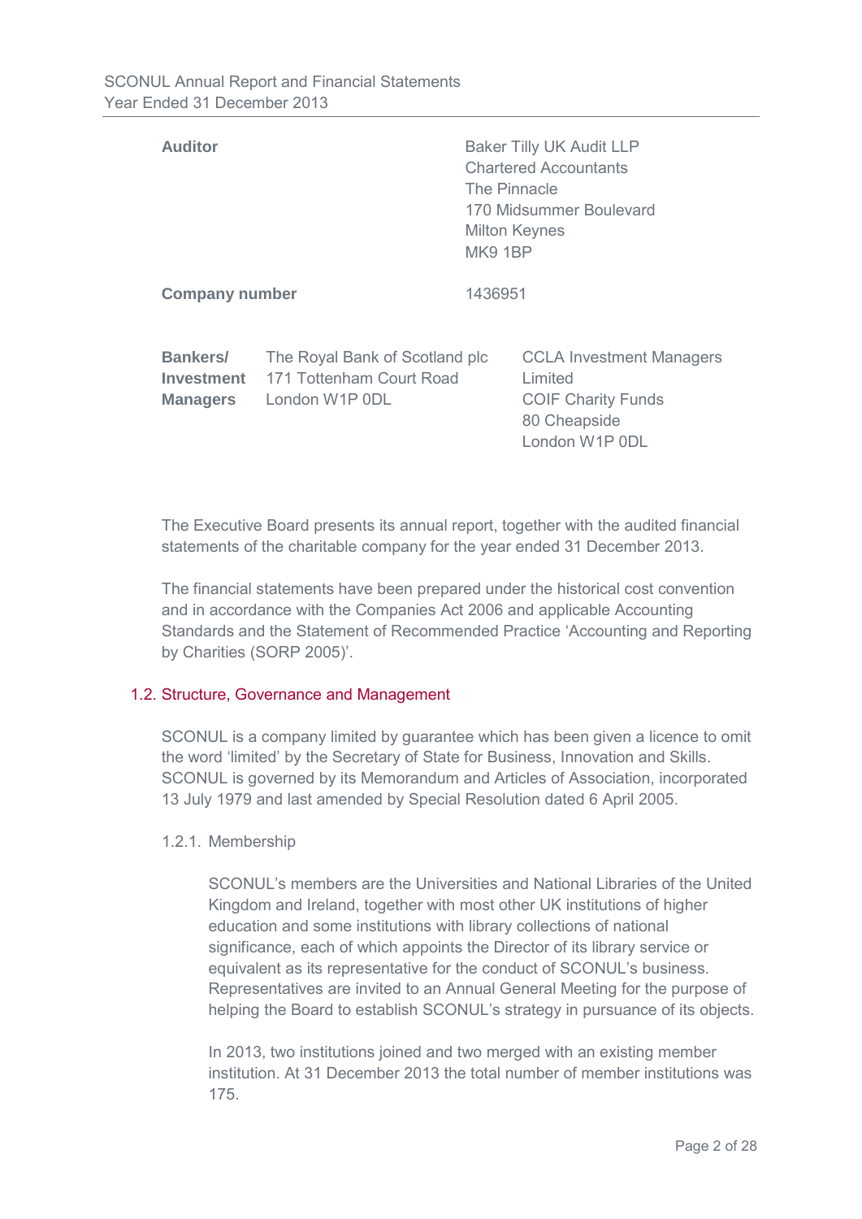| | |
|---|---|
| **Auditor** | Baker Tilly UK Audit LLP<br>Chartered Accountants<br>The Pinnacle<br>170 Midsummer Boulevard<br>Milton Keynes<br>MK9 1BP |
| **Company number** | 1436951 |

| | | |
|---|---|---|
| **Bankers/ Investment Managers** | The Royal Bank of Scotland plc<br>171 Tottenham Court Road<br>London W1P 0DL | CCLA Investment Managers Limited<br>COIF Charity Funds<br>80 Cheapside<br>London W1P 0DL |

The Executive Board presents its annual report, together with the audited financial statements of the charitable company for the year ended 31 December 2013.

The financial statements have been prepared under the historical cost convention and in accordance with the Companies Act 2006 and applicable Accounting Standards and the Statement of Recommended Practice 'Accounting and Reporting by Charities (SORP 2005)'.

## 1.2. Structure, Governance and Management

SCONUL is a company limited by guarantee which has been given a licence to omit the word 'limited' by the Secretary of State for Business, Innovation and Skills. SCONUL is governed by its Memorandum and Articles of Association, incorporated 13 July 1979 and last amended by Special Resolution dated 6 April 2005.

### 1.2.1. Membership

SCONUL's members are the Universities and National Libraries of the United Kingdom and Ireland, together with most other UK institutions of higher education and some institutions with library collections of national significance, each of which appoints the Director of its library service or equivalent as its representative for the conduct of SCONUL's business. Representatives are invited to an Annual General Meeting for the purpose of helping the Board to establish SCONUL's strategy in pursuance of its objects.

In 2013, two institutions joined and two merged with an existing member institution. At 31 December 2013 the total number of member institutions was 175.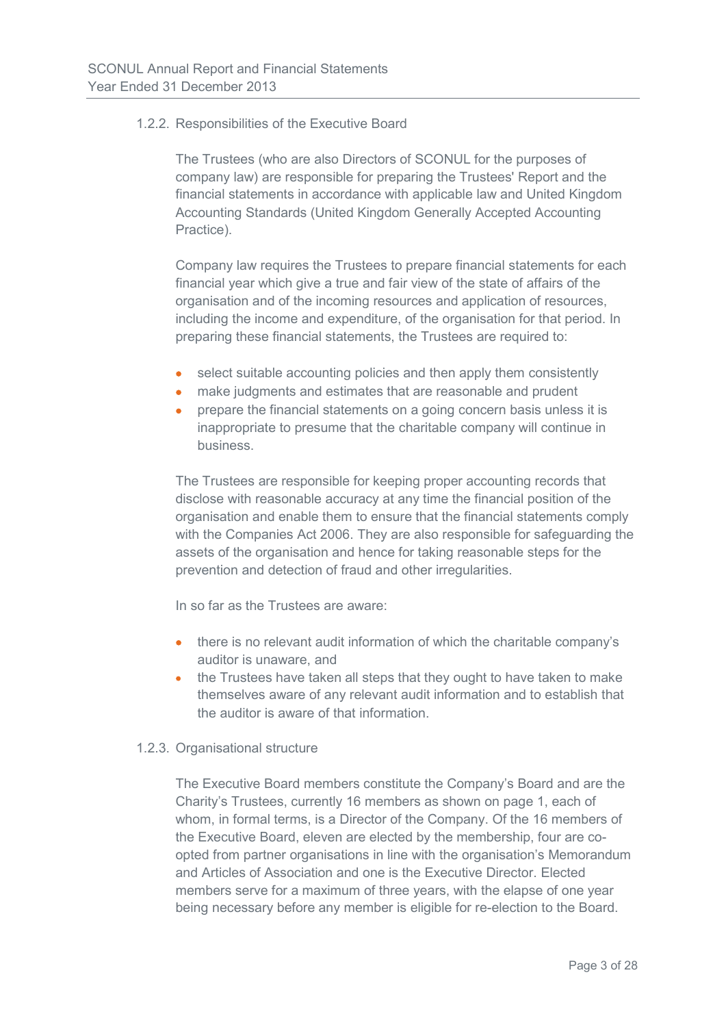### 1.2.2. Responsibilities of the Executive Board

The Trustees (who are also Directors of SCONUL for the purposes of company law) are responsible for preparing the Trustees' Report and the financial statements in accordance with applicable law and United Kingdom Accounting Standards (United Kingdom Generally Accepted Accounting Practice).

Company law requires the Trustees to prepare financial statements for each financial year which give a true and fair view of the state of affairs of the organisation and of the incoming resources and application of resources, including the income and expenditure, of the organisation for that period. In preparing these financial statements, the Trustees are required to:

- select suitable accounting policies and then apply them consistently
- make judgments and estimates that are reasonable and prudent
- prepare the financial statements on a going concern basis unless it is inappropriate to presume that the charitable company will continue in business.

The Trustees are responsible for keeping proper accounting records that disclose with reasonable accuracy at any time the financial position of the organisation and enable them to ensure that the financial statements comply with the Companies Act 2006. They are also responsible for safeguarding the assets of the organisation and hence for taking reasonable steps for the prevention and detection of fraud and other irregularities.

In so far as the Trustees are aware:

- there is no relevant audit information of which the charitable company's auditor is unaware, and
- the Trustees have taken all steps that they ought to have taken to make themselves aware of any relevant audit information and to establish that the auditor is aware of that information.

### 1.2.3. Organisational structure

The Executive Board members constitute the Company's Board and are the Charity's Trustees, currently 16 members as shown on page 1, each of whom, in formal terms, is a Director of the Company. Of the 16 members of the Executive Board, eleven are elected by the membership, four are co-opted from partner organisations in line with the organisation's Memorandum and Articles of Association and one is the Executive Director. Elected members serve for a maximum of three years, with the elapse of one year being necessary before any member is eligible for re-election to the Board.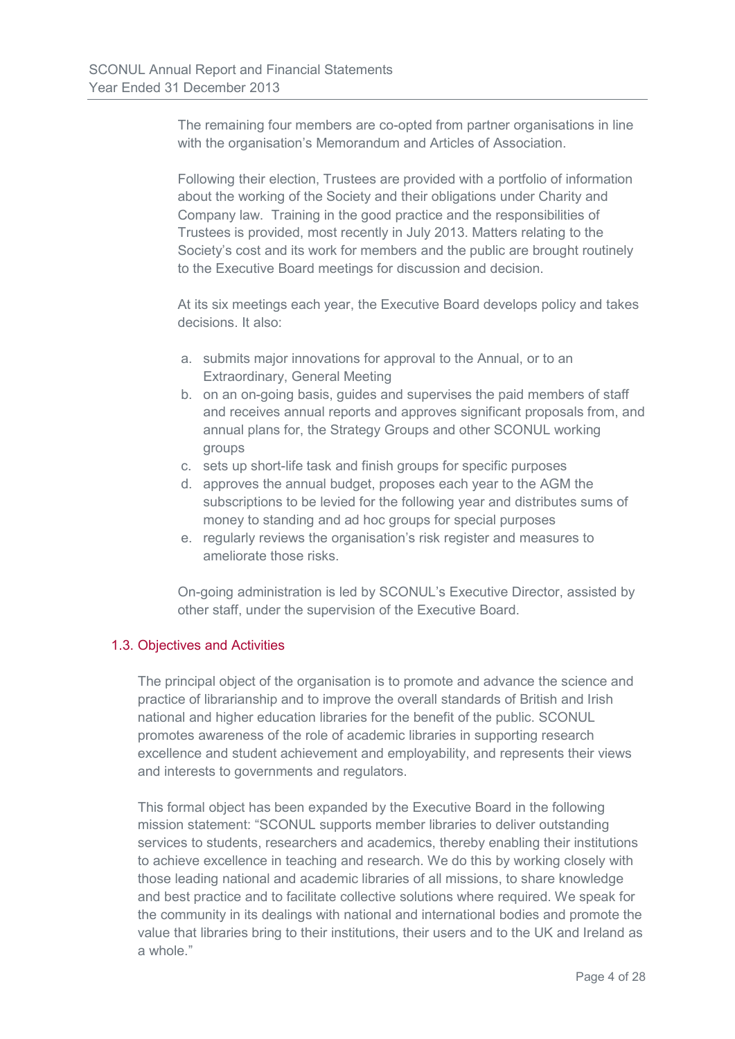The remaining four members are co-opted from partner organisations in line with the organisation's Memorandum and Articles of Association.

Following their election, Trustees are provided with a portfolio of information about the working of the Society and their obligations under Charity and Company law. Training in the good practice and the responsibilities of Trustees is provided, most recently in July 2013. Matters relating to the Society's cost and its work for members and the public are brought routinely to the Executive Board meetings for discussion and decision.

At its six meetings each year, the Executive Board develops policy and takes decisions. It also:

a. submits major innovations for approval to the Annual, or to an Extraordinary, General Meeting
b. on an on-going basis, guides and supervises the paid members of staff and receives annual reports and approves significant proposals from, and annual plans for, the Strategy Groups and other SCONUL working groups
c. sets up short-life task and finish groups for specific purposes
d. approves the annual budget, proposes each year to the AGM the subscriptions to be levied for the following year and distributes sums of money to standing and ad hoc groups for special purposes
e. regularly reviews the organisation's risk register and measures to ameliorate those risks.

On-going administration is led by SCONUL's Executive Director, assisted by other staff, under the supervision of the Executive Board.

### 1.3. Objectives and Activities

The principal object of the organisation is to promote and advance the science and practice of librarianship and to improve the overall standards of British and Irish national and higher education libraries for the benefit of the public. SCONUL promotes awareness of the role of academic libraries in supporting research excellence and student achievement and employability, and represents their views and interests to governments and regulators.

This formal object has been expanded by the Executive Board in the following mission statement: "SCONUL supports member libraries to deliver outstanding services to students, researchers and academics, thereby enabling their institutions to achieve excellence in teaching and research. We do this by working closely with those leading national and academic libraries of all missions, to share knowledge and best practice and to facilitate collective solutions where required. We speak for the community in its dealings with national and international bodies and promote the value that libraries bring to their institutions, their users and to the UK and Ireland as a whole."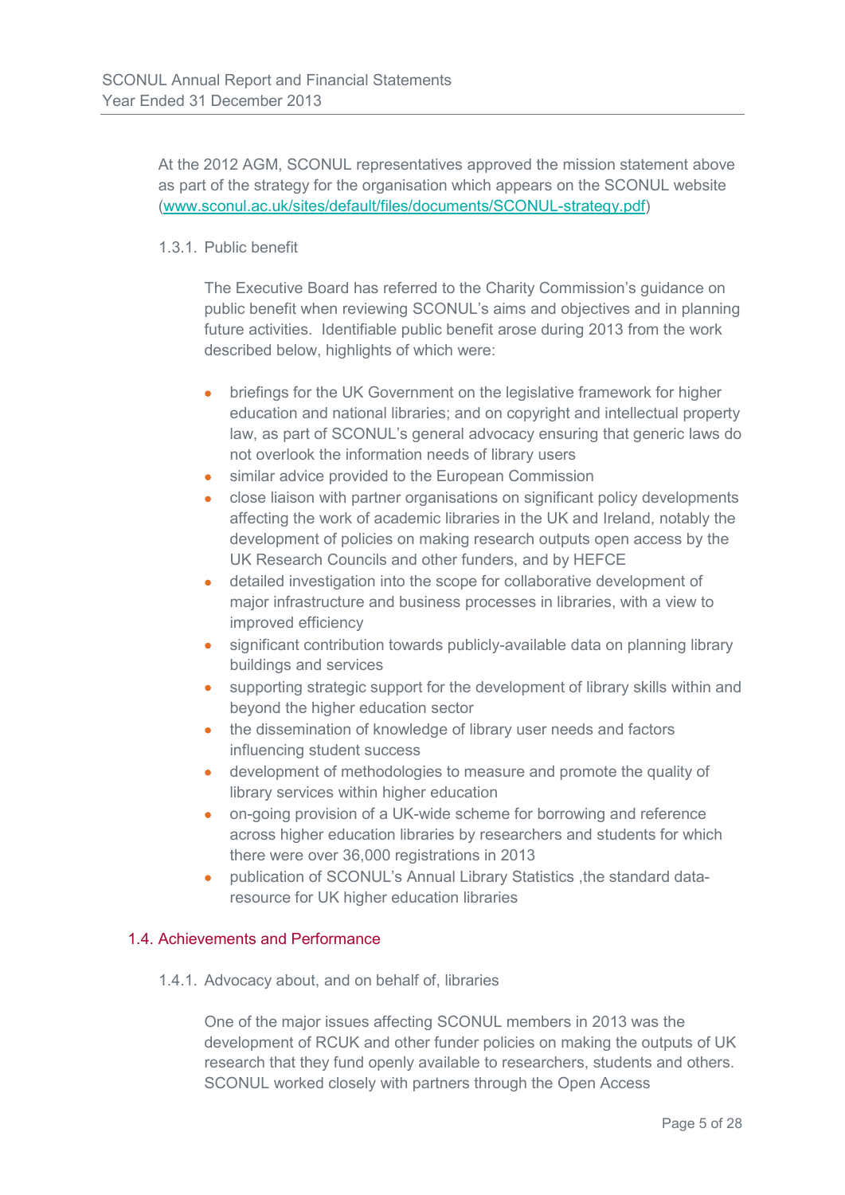At the 2012 AGM, SCONUL representatives approved the mission statement above as part of the strategy for the organisation which appears on the SCONUL website (www.sconul.ac.uk/sites/default/files/documents/SCONUL-strategy.pdf)

1.3.1. Public benefit

The Executive Board has referred to the Charity Commission's guidance on public benefit when reviewing SCONUL's aims and objectives and in planning future activities. Identifiable public benefit arose during 2013 from the work described below, highlights of which were:

- briefings for the UK Government on the legislative framework for higher education and national libraries; and on copyright and intellectual property law, as part of SCONUL's general advocacy ensuring that generic laws do not overlook the information needs of library users
- similar advice provided to the European Commission
- close liaison with partner organisations on significant policy developments affecting the work of academic libraries in the UK and Ireland, notably the development of policies on making research outputs open access by the UK Research Councils and other funders, and by HEFCE
- detailed investigation into the scope for collaborative development of major infrastructure and business processes in libraries, with a view to improved efficiency
- significant contribution towards publicly-available data on planning library buildings and services
- supporting strategic support for the development of library skills within and beyond the higher education sector
- the dissemination of knowledge of library user needs and factors influencing student success
- development of methodologies to measure and promote the quality of library services within higher education
- on-going provision of a UK-wide scheme for borrowing and reference across higher education libraries by researchers and students for which there were over 36,000 registrations in 2013
- publication of SCONUL's Annual Library Statistics ,the standard data-resource for UK higher education libraries

## 1.4. Achievements and Performance

1.4.1. Advocacy about, and on behalf of, libraries

One of the major issues affecting SCONUL members in 2013 was the development of RCUK and other funder policies on making the outputs of UK research that they fund openly available to researchers, students and others. SCONUL worked closely with partners through the Open Access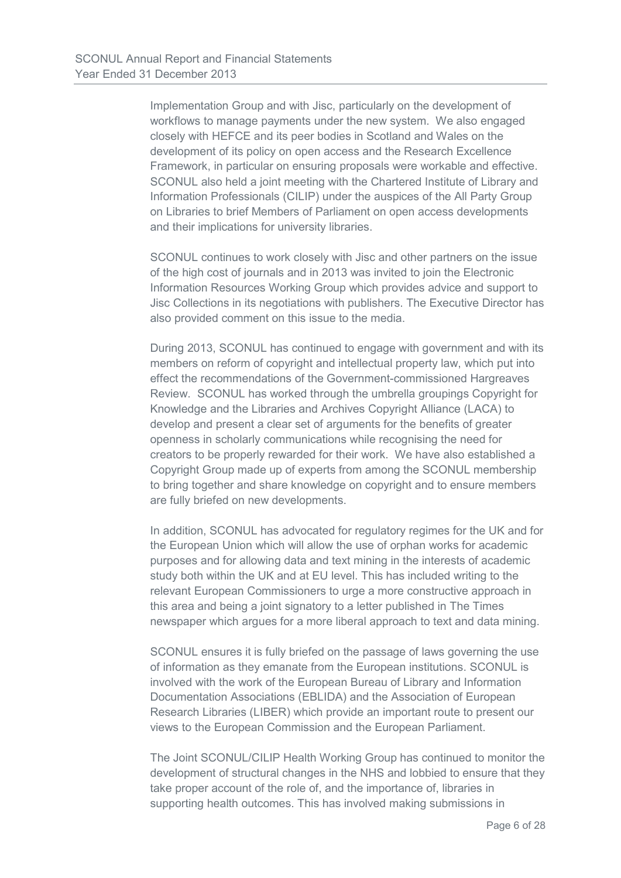Implementation Group and with Jisc, particularly on the development of workflows to manage payments under the new system. We also engaged closely with HEFCE and its peer bodies in Scotland and Wales on the development of its policy on open access and the Research Excellence Framework, in particular on ensuring proposals were workable and effective. SCONUL also held a joint meeting with the Chartered Institute of Library and Information Professionals (CILIP) under the auspices of the All Party Group on Libraries to brief Members of Parliament on open access developments and their implications for university libraries.

SCONUL continues to work closely with Jisc and other partners on the issue of the high cost of journals and in 2013 was invited to join the Electronic Information Resources Working Group which provides advice and support to Jisc Collections in its negotiations with publishers. The Executive Director has also provided comment on this issue to the media.

During 2013, SCONUL has continued to engage with government and with its members on reform of copyright and intellectual property law, which put into effect the recommendations of the Government-commissioned Hargreaves Review. SCONUL has worked through the umbrella groupings Copyright for Knowledge and the Libraries and Archives Copyright Alliance (LACA) to develop and present a clear set of arguments for the benefits of greater openness in scholarly communications while recognising the need for creators to be properly rewarded for their work. We have also established a Copyright Group made up of experts from among the SCONUL membership to bring together and share knowledge on copyright and to ensure members are fully briefed on new developments.

In addition, SCONUL has advocated for regulatory regimes for the UK and for the European Union which will allow the use of orphan works for academic purposes and for allowing data and text mining in the interests of academic study both within the UK and at EU level. This has included writing to the relevant European Commissioners to urge a more constructive approach in this area and being a joint signatory to a letter published in The Times newspaper which argues for a more liberal approach to text and data mining.

SCONUL ensures it is fully briefed on the passage of laws governing the use of information as they emanate from the European institutions. SCONUL is involved with the work of the European Bureau of Library and Information Documentation Associations (EBLIDA) and the Association of European Research Libraries (LIBER) which provide an important route to present our views to the European Commission and the European Parliament.

The Joint SCONUL/CILIP Health Working Group has continued to monitor the development of structural changes in the NHS and lobbied to ensure that they take proper account of the role of, and the importance of, libraries in supporting health outcomes. This has involved making submissions in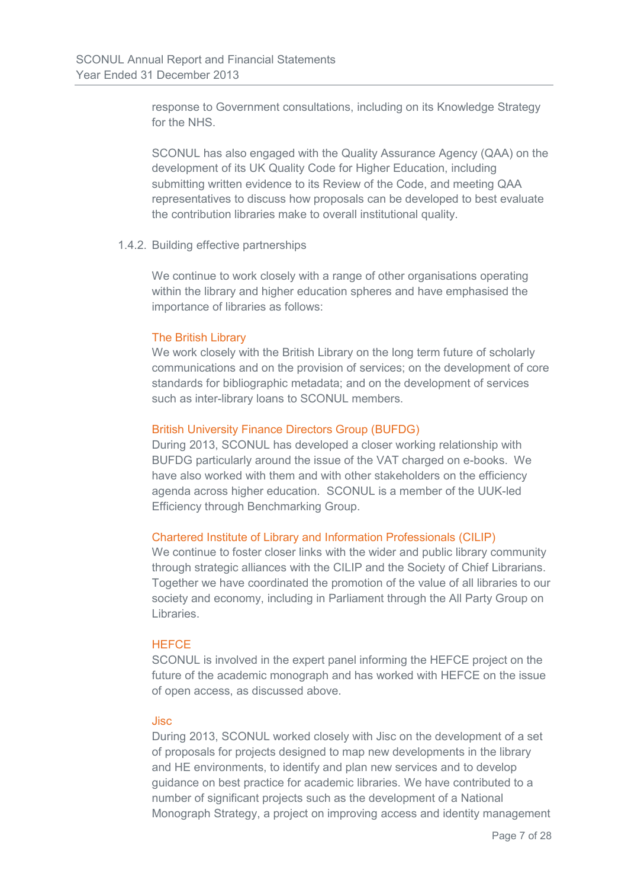response to Government consultations, including on its Knowledge Strategy for the NHS.

SCONUL has also engaged with the Quality Assurance Agency (QAA) on the development of its UK Quality Code for Higher Education, including submitting written evidence to its Review of the Code, and meeting QAA representatives to discuss how proposals can be developed to best evaluate the contribution libraries make to overall institutional quality.

#### 1.4.2. Building effective partnerships

We continue to work closely with a range of other organisations operating within the library and higher education spheres and have emphasised the importance of libraries as follows:

**The British Library**

We work closely with the British Library on the long term future of scholarly communications and on the provision of services; on the development of core standards for bibliographic metadata; and on the development of services such as inter-library loans to SCONUL members.

**British University Finance Directors Group (BUFDG)**

During 2013, SCONUL has developed a closer working relationship with BUFDG particularly around the issue of the VAT charged on e-books. We have also worked with them and with other stakeholders on the efficiency agenda across higher education. SCONUL is a member of the UUK-led Efficiency through Benchmarking Group.

**Chartered Institute of Library and Information Professionals (CILIP)**

We continue to foster closer links with the wider and public library community through strategic alliances with the CILIP and the Society of Chief Librarians. Together we have coordinated the promotion of the value of all libraries to our society and economy, including in Parliament through the All Party Group on Libraries.

**HEFCE**

SCONUL is involved in the expert panel informing the HEFCE project on the future of the academic monograph and has worked with HEFCE on the issue of open access, as discussed above.

**Jisc**

During 2013, SCONUL worked closely with Jisc on the development of a set of proposals for projects designed to map new developments in the library and HE environments, to identify and plan new services and to develop guidance on best practice for academic libraries. We have contributed to a number of significant projects such as the development of a National Monograph Strategy, a project on improving access and identity management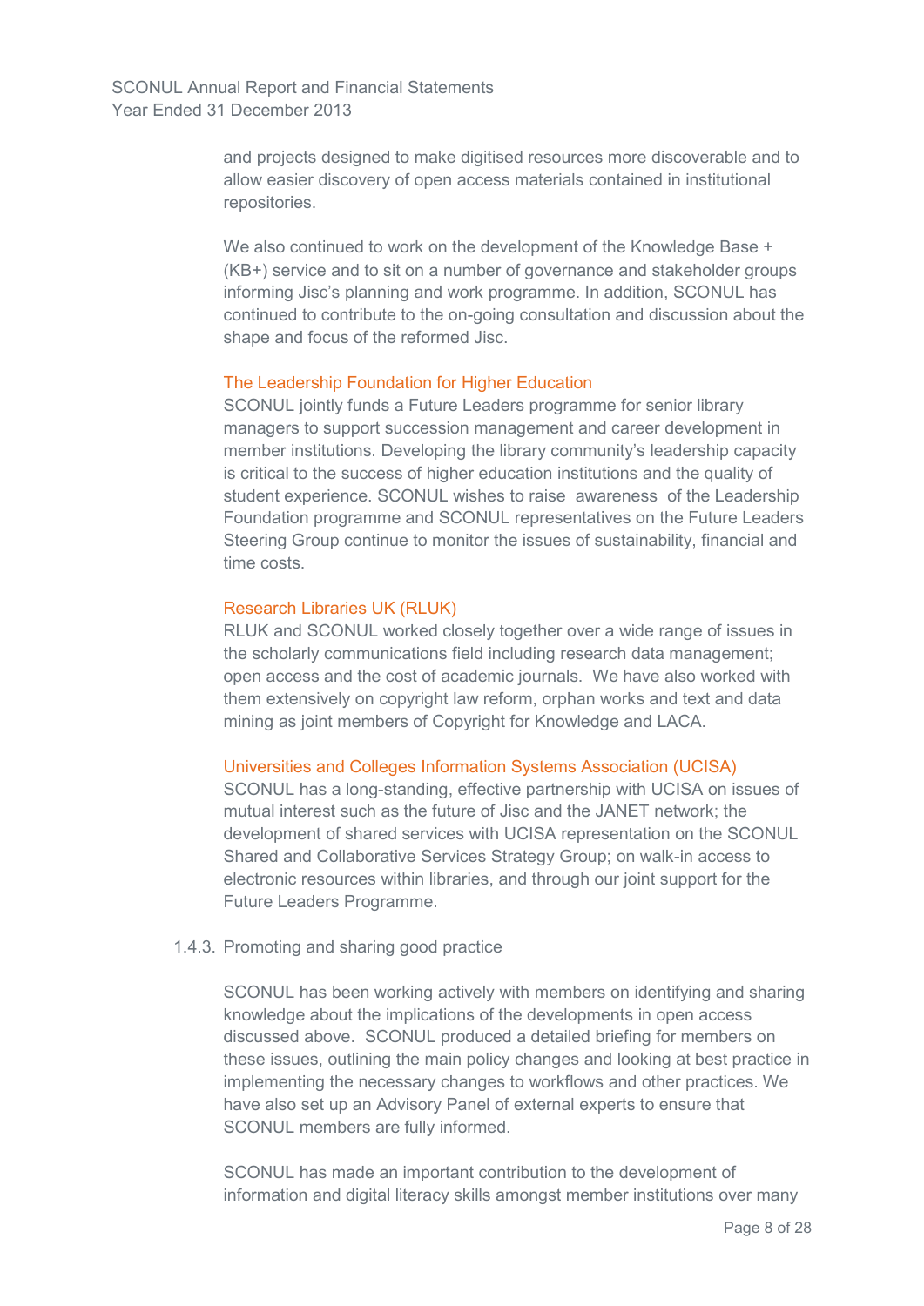and projects designed to make digitised resources more discoverable and to allow easier discovery of open access materials contained in institutional repositories.

We also continued to work on the development of the Knowledge Base + (KB+) service and to sit on a number of governance and stakeholder groups informing Jisc's planning and work programme. In addition, SCONUL has continued to contribute to the on-going consultation and discussion about the shape and focus of the reformed Jisc.

#### The Leadership Foundation for Higher Education

SCONUL jointly funds a Future Leaders programme for senior library managers to support succession management and career development in member institutions. Developing the library community's leadership capacity is critical to the success of higher education institutions and the quality of student experience. SCONUL wishes to raise awareness of the Leadership Foundation programme and SCONUL representatives on the Future Leaders Steering Group continue to monitor the issues of sustainability, financial and time costs.

#### Research Libraries UK (RLUK)

RLUK and SCONUL worked closely together over a wide range of issues in the scholarly communications field including research data management; open access and the cost of academic journals. We have also worked with them extensively on copyright law reform, orphan works and text and data mining as joint members of Copyright for Knowledge and LACA.

#### Universities and Colleges Information Systems Association (UCISA)

SCONUL has a long-standing, effective partnership with UCISA on issues of mutual interest such as the future of Jisc and the JANET network; the development of shared services with UCISA representation on the SCONUL Shared and Collaborative Services Strategy Group; on walk-in access to electronic resources within libraries, and through our joint support for the Future Leaders Programme.

### 1.4.3. Promoting and sharing good practice

SCONUL has been working actively with members on identifying and sharing knowledge about the implications of the developments in open access discussed above. SCONUL produced a detailed briefing for members on these issues, outlining the main policy changes and looking at best practice in implementing the necessary changes to workflows and other practices. We have also set up an Advisory Panel of external experts to ensure that SCONUL members are fully informed.

SCONUL has made an important contribution to the development of information and digital literacy skills amongst member institutions over many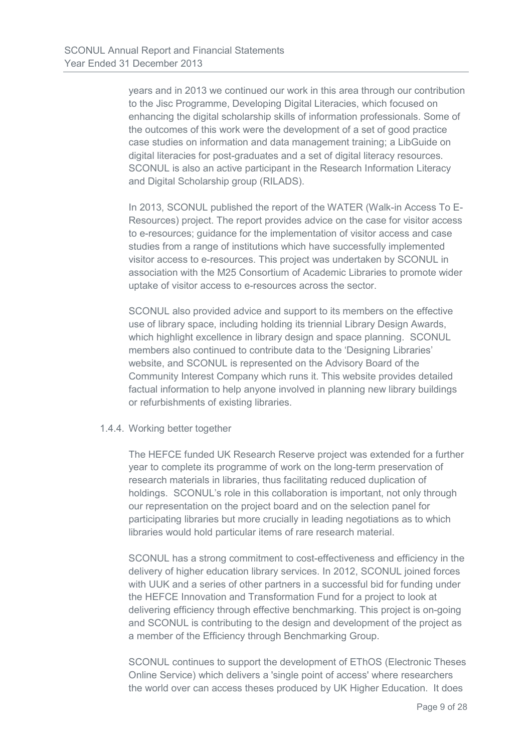years and in 2013 we continued our work in this area through our contribution to the Jisc Programme, Developing Digital Literacies, which focused on enhancing the digital scholarship skills of information professionals. Some of the outcomes of this work were the development of a set of good practice case studies on information and data management training; a LibGuide on digital literacies for post-graduates and a set of digital literacy resources. SCONUL is also an active participant in the Research Information Literacy and Digital Scholarship group (RILADS).

In 2013, SCONUL published the report of the WATER (Walk-in Access To E-Resources) project. The report provides advice on the case for visitor access to e-resources; guidance for the implementation of visitor access and case studies from a range of institutions which have successfully implemented visitor access to e-resources. This project was undertaken by SCONUL in association with the M25 Consortium of Academic Libraries to promote wider uptake of visitor access to e-resources across the sector.

SCONUL also provided advice and support to its members on the effective use of library space, including holding its triennial Library Design Awards, which highlight excellence in library design and space planning. SCONUL members also continued to contribute data to the 'Designing Libraries' website, and SCONUL is represented on the Advisory Board of the Community Interest Company which runs it. This website provides detailed factual information to help anyone involved in planning new library buildings or refurbishments of existing libraries.

#### 1.4.4. Working better together

The HEFCE funded UK Research Reserve project was extended for a further year to complete its programme of work on the long-term preservation of research materials in libraries, thus facilitating reduced duplication of holdings. SCONUL's role in this collaboration is important, not only through our representation on the project board and on the selection panel for participating libraries but more crucially in leading negotiations as to which libraries would hold particular items of rare research material.

SCONUL has a strong commitment to cost-effectiveness and efficiency in the delivery of higher education library services. In 2012, SCONUL joined forces with UUK and a series of other partners in a successful bid for funding under the HEFCE Innovation and Transformation Fund for a project to look at delivering efficiency through effective benchmarking. This project is on-going and SCONUL is contributing to the design and development of the project as a member of the Efficiency through Benchmarking Group.

SCONUL continues to support the development of EThOS (Electronic Theses Online Service) which delivers a 'single point of access' where researchers the world over can access theses produced by UK Higher Education. It does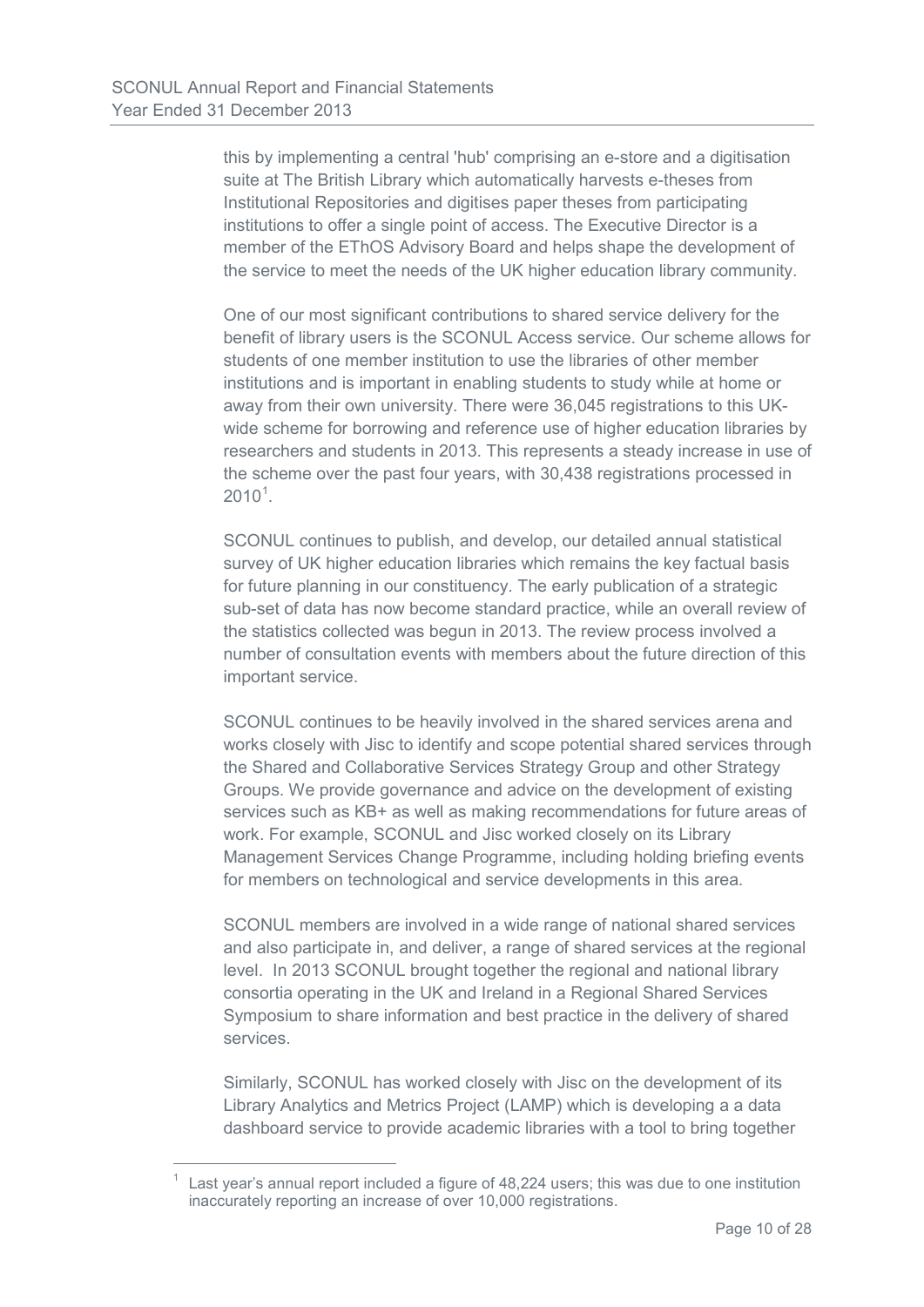this by implementing a central 'hub' comprising an e-store and a digitisation suite at The British Library which automatically harvests e-theses from Institutional Repositories and digitises paper theses from participating institutions to offer a single point of access. The Executive Director is a member of the EThOS Advisory Board and helps shape the development of the service to meet the needs of the UK higher education library community.

One of our most significant contributions to shared service delivery for the benefit of library users is the SCONUL Access service. Our scheme allows for students of one member institution to use the libraries of other member institutions and is important in enabling students to study while at home or away from their own university. There were 36,045 registrations to this UK-wide scheme for borrowing and reference use of higher education libraries by researchers and students in 2013. This represents a steady increase in use of the scheme over the past four years, with 30,438 registrations processed in 2010[1].

SCONUL continues to publish, and develop, our detailed annual statistical survey of UK higher education libraries which remains the key factual basis for future planning in our constituency. The early publication of a strategic sub-set of data has now become standard practice, while an overall review of the statistics collected was begun in 2013. The review process involved a number of consultation events with members about the future direction of this important service.

SCONUL continues to be heavily involved in the shared services arena and works closely with Jisc to identify and scope potential shared services through the Shared and Collaborative Services Strategy Group and other Strategy Groups. We provide governance and advice on the development of existing services such as KB+ as well as making recommendations for future areas of work. For example, SCONUL and Jisc worked closely on its Library Management Services Change Programme, including holding briefing events for members on technological and service developments in this area.

SCONUL members are involved in a wide range of national shared services and also participate in, and deliver, a range of shared services at the regional level. In 2013 SCONUL brought together the regional and national library consortia operating in the UK and Ireland in a Regional Shared Services Symposium to share information and best practice in the delivery of shared services.

Similarly, SCONUL has worked closely with Jisc on the development of its Library Analytics and Metrics Project (LAMP) which is developing a a data dashboard service to provide academic libraries with a tool to bring together

[1] Last year's annual report included a figure of 48,224 users; this was due to one institution inaccurately reporting an increase of over 10,000 registrations.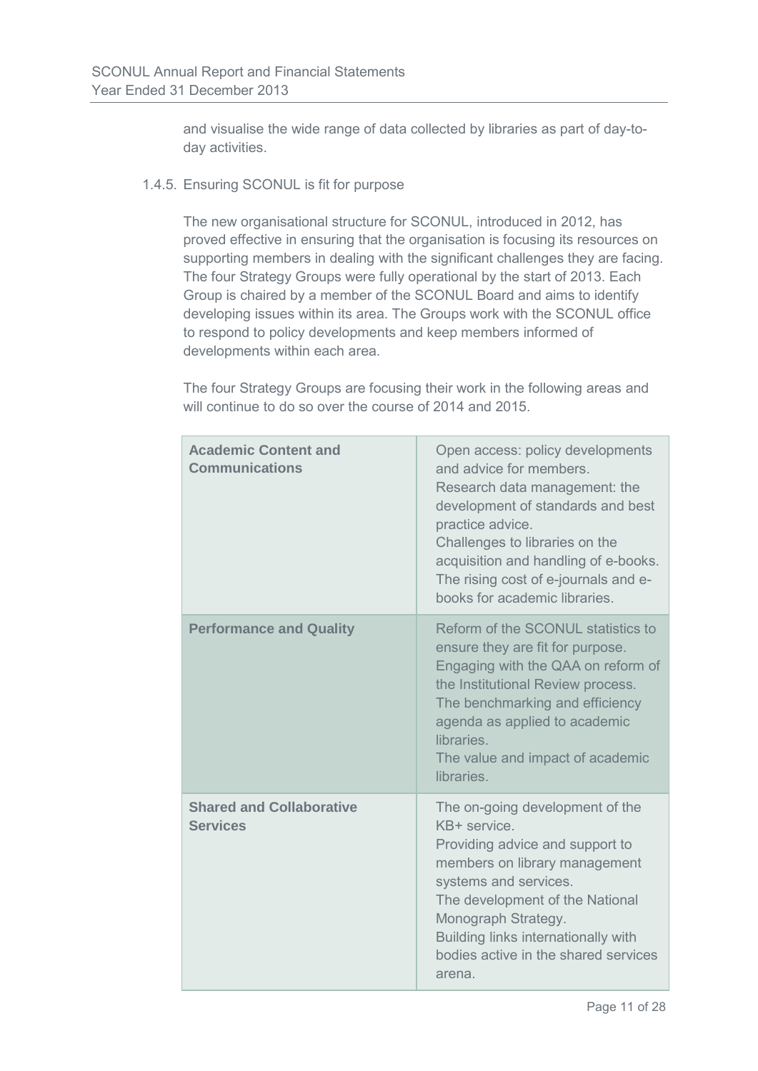and visualise the wide range of data collected by libraries as part of day-to-day activities.

#### 1.4.5. Ensuring SCONUL is fit for purpose

The new organisational structure for SCONUL, introduced in 2012, has proved effective in ensuring that the organisation is focusing its resources on supporting members in dealing with the significant challenges they are facing. The four Strategy Groups were fully operational by the start of 2013. Each Group is chaired by a member of the SCONUL Board and aims to identify developing issues within its area. The Groups work with the SCONUL office to respond to policy developments and keep members informed of developments within each area.

The four Strategy Groups are focusing their work in the following areas and will continue to do so over the course of 2014 and 2015.

| | |
|---|---|
| **Academic Content and Communications** | Open access: policy developments and advice for members. Research data management: the development of standards and best practice advice. Challenges to libraries on the acquisition and handling of e-books. The rising cost of e-journals and e-books for academic libraries. |
| **Performance and Quality** | Reform of the SCONUL statistics to ensure they are fit for purpose. Engaging with the QAA on reform of the Institutional Review process. The benchmarking and efficiency agenda as applied to academic libraries. The value and impact of academic libraries. |
| **Shared and Collaborative Services** | The on-going development of the KB+ service. Providing advice and support to members on library management systems and services. The development of the National Monograph Strategy. Building links internationally with bodies active in the shared services arena. |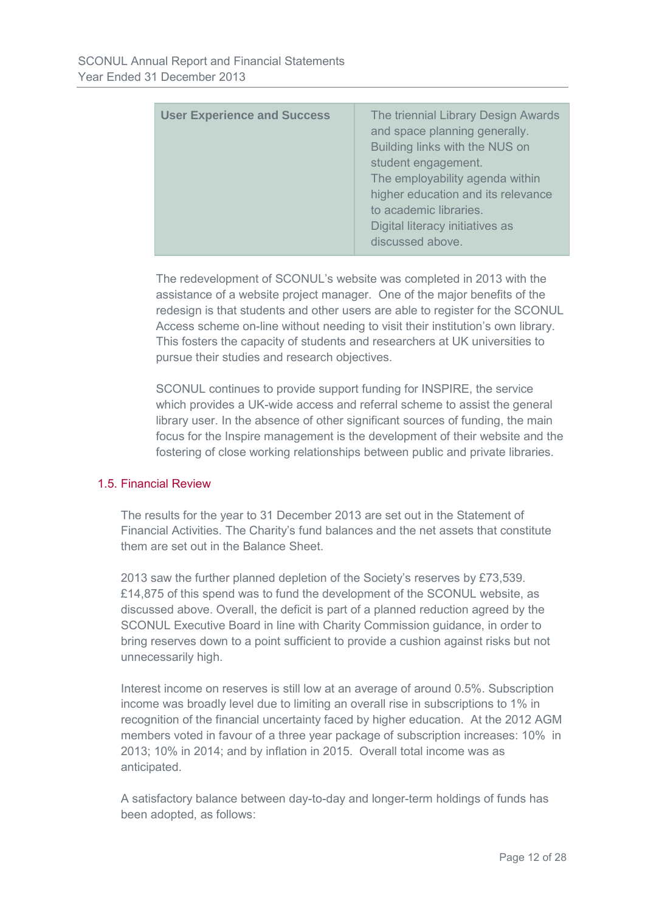| User Experience and Success | The triennial Library Design Awards and space planning generally.<br>Building links with the NUS on student engagement.<br>The employability agenda within higher education and its relevance to academic libraries.<br>Digital literacy initiatives as discussed above. |
|---|---|

The redevelopment of SCONUL's website was completed in 2013 with the assistance of a website project manager. One of the major benefits of the redesign is that students and other users are able to register for the SCONUL Access scheme on-line without needing to visit their institution's own library. This fosters the capacity of students and researchers at UK universities to pursue their studies and research objectives.

SCONUL continues to provide support funding for INSPIRE, the service which provides a UK-wide access and referral scheme to assist the general library user. In the absence of other significant sources of funding, the main focus for the Inspire management is the development of their website and the fostering of close working relationships between public and private libraries.

### 1.5. Financial Review

The results for the year to 31 December 2013 are set out in the Statement of Financial Activities. The Charity's fund balances and the net assets that constitute them are set out in the Balance Sheet.

2013 saw the further planned depletion of the Society's reserves by £73,539. £14,875 of this spend was to fund the development of the SCONUL website, as discussed above. Overall, the deficit is part of a planned reduction agreed by the SCONUL Executive Board in line with Charity Commission guidance, in order to bring reserves down to a point sufficient to provide a cushion against risks but not unnecessarily high.

Interest income on reserves is still low at an average of around 0.5%. Subscription income was broadly level due to limiting an overall rise in subscriptions to 1% in recognition of the financial uncertainty faced by higher education. At the 2012 AGM members voted in favour of a three year package of subscription increases: 10% in 2013; 10% in 2014; and by inflation in 2015. Overall total income was as anticipated.

A satisfactory balance between day-to-day and longer-term holdings of funds has been adopted, as follows: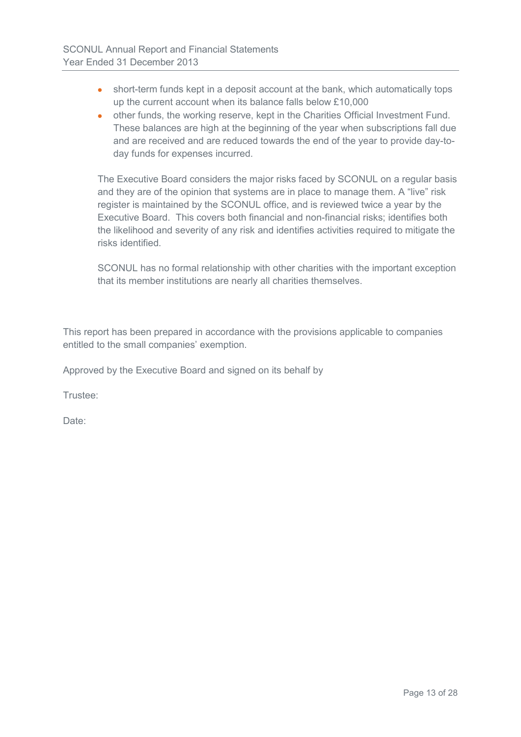- short-term funds kept in a deposit account at the bank, which automatically tops up the current account when its balance falls below £10,000
- other funds, the working reserve, kept in the Charities Official Investment Fund. These balances are high at the beginning of the year when subscriptions fall due and are received and are reduced towards the end of the year to provide day-to-day funds for expenses incurred.

The Executive Board considers the major risks faced by SCONUL on a regular basis and they are of the opinion that systems are in place to manage them. A "live" risk register is maintained by the SCONUL office, and is reviewed twice a year by the Executive Board. This covers both financial and non-financial risks; identifies both the likelihood and severity of any risk and identifies activities required to mitigate the risks identified.

SCONUL has no formal relationship with other charities with the important exception that its member institutions are nearly all charities themselves.

This report has been prepared in accordance with the provisions applicable to companies entitled to the small companies' exemption.

Approved by the Executive Board and signed on its behalf by

Trustee:

Date: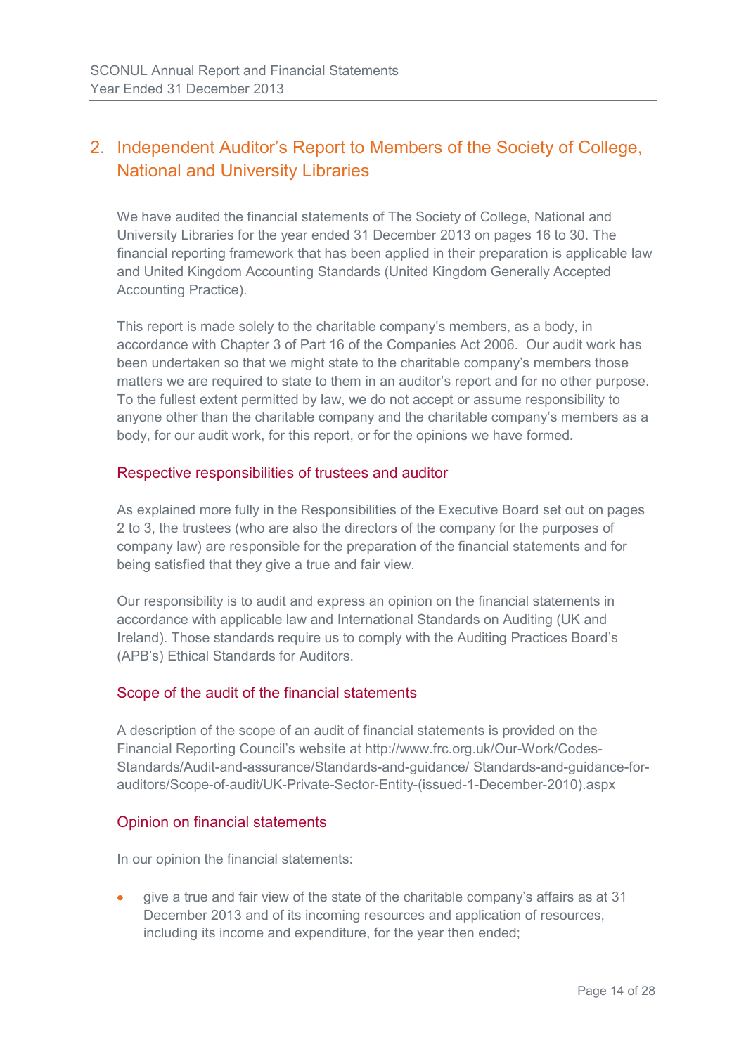## 2. Independent Auditor's Report to Members of the Society of College, National and University Libraries

We have audited the financial statements of The Society of College, National and University Libraries for the year ended 31 December 2013 on pages 16 to 30. The financial reporting framework that has been applied in their preparation is applicable law and United Kingdom Accounting Standards (United Kingdom Generally Accepted Accounting Practice).

This report is made solely to the charitable company's members, as a body, in accordance with Chapter 3 of Part 16 of the Companies Act 2006. Our audit work has been undertaken so that we might state to the charitable company's members those matters we are required to state to them in an auditor's report and for no other purpose. To the fullest extent permitted by law, we do not accept or assume responsibility to anyone other than the charitable company and the charitable company's members as a body, for our audit work, for this report, or for the opinions we have formed.

### Respective responsibilities of trustees and auditor

As explained more fully in the Responsibilities of the Executive Board set out on pages 2 to 3, the trustees (who are also the directors of the company for the purposes of company law) are responsible for the preparation of the financial statements and for being satisfied that they give a true and fair view.

Our responsibility is to audit and express an opinion on the financial statements in accordance with applicable law and International Standards on Auditing (UK and Ireland). Those standards require us to comply with the Auditing Practices Board's (APB's) Ethical Standards for Auditors.

### Scope of the audit of the financial statements

A description of the scope of an audit of financial statements is provided on the Financial Reporting Council's website at http://www.frc.org.uk/Our-Work/Codes-Standards/Audit-and-assurance/Standards-and-guidance/ Standards-and-guidance-for-auditors/Scope-of-audit/UK-Private-Sector-Entity-(issued-1-December-2010).aspx

### Opinion on financial statements

In our opinion the financial statements:

- give a true and fair view of the state of the charitable company's affairs as at 31 December 2013 and of its incoming resources and application of resources, including its income and expenditure, for the year then ended;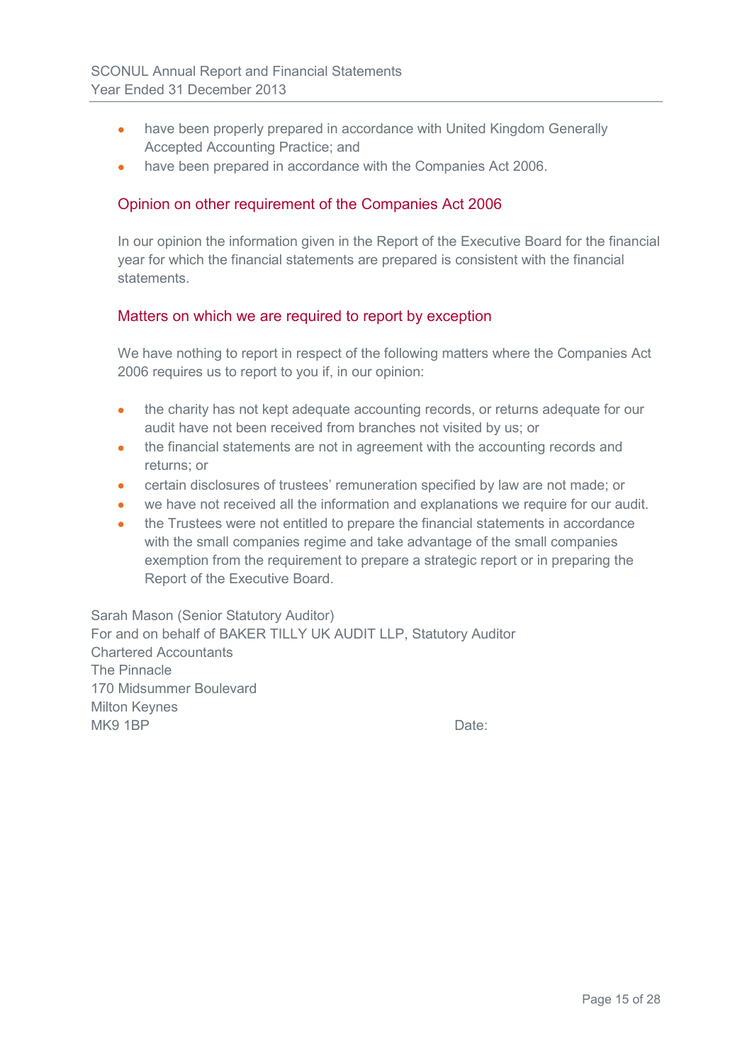- have been properly prepared in accordance with United Kingdom Generally Accepted Accounting Practice; and
- have been prepared in accordance with the Companies Act 2006.

## Opinion on other requirement of the Companies Act 2006

In our opinion the information given in the Report of the Executive Board for the financial year for which the financial statements are prepared is consistent with the financial statements.

## Matters on which we are required to report by exception

We have nothing to report in respect of the following matters where the Companies Act 2006 requires us to report to you if, in our opinion:

- the charity has not kept adequate accounting records, or returns adequate for our audit have not been received from branches not visited by us; or
- the financial statements are not in agreement with the accounting records and returns; or
- certain disclosures of trustees' remuneration specified by law are not made; or
- we have not received all the information and explanations we require for our audit.
- the Trustees were not entitled to prepare the financial statements in accordance with the small companies regime and take advantage of the small companies exemption from the requirement to prepare a strategic report or in preparing the Report of the Executive Board.

Sarah Mason (Senior Statutory Auditor)
For and on behalf of BAKER TILLY UK AUDIT LLP, Statutory Auditor
Chartered Accountants
The Pinnacle
170 Midsummer Boulevard
Milton Keynes
MK9 1BP

Date: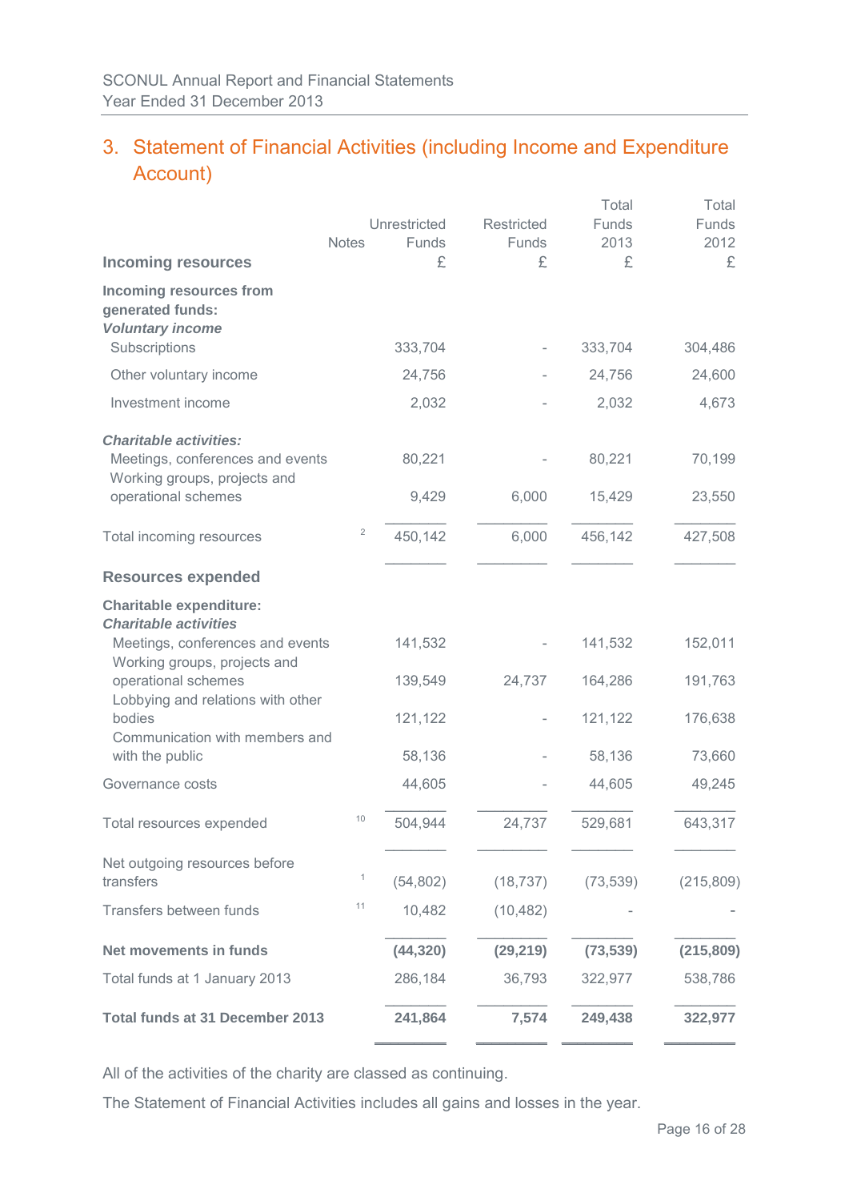## 3. Statement of Financial Activities (including Income and Expenditure Account)

| Incoming resources | Notes | Unrestricted Funds £ | Restricted Funds £ | Total Funds 2013 £ | Total Funds 2012 £ |
|---|---|---|---|---|---|
| **Incoming resources from generated funds:** | | | | | |
| ***Voluntary income*** | | | | | |
| Subscriptions | | 333,704 | - | 333,704 | 304,486 |
| Other voluntary income | | 24,756 | - | 24,756 | 24,600 |
| Investment income | | 2,032 | - | 2,032 | 4,673 |
| ***Charitable activities:*** | | | | | |
| Meetings, conferences and events | | 80,221 | - | 80,221 | 70,199 |
| Working groups, projects and operational schemes | | 9,429 | 6,000 | 15,429 | 23,550 |
| Total incoming resources | 2 | 450,142 | 6,000 | 456,142 | 427,508 |
| **Resources expended** | | | | | |
| **Charitable expenditure:** | | | | | |
| ***Charitable activities*** | | | | | |
| Meetings, conferences and events | | 141,532 | - | 141,532 | 152,011 |
| Working groups, projects and operational schemes | | 139,549 | 24,737 | 164,286 | 191,763 |
| Lobbying and relations with other bodies | | 121,122 | - | 121,122 | 176,638 |
| Communication with members and with the public | | 58,136 | - | 58,136 | 73,660 |
| Governance costs | | 44,605 | - | 44,605 | 49,245 |
| Total resources expended | 10 | 504,944 | 24,737 | 529,681 | 643,317 |
| Net outgoing resources before transfers | 1 | (54,802) | (18,737) | (73,539) | (215,809) |
| Transfers between funds | 11 | 10,482 | (10,482) | - | - |
| **Net movements in funds** | | **(44,320)** | **(29,219)** | **(73,539)** | **(215,809)** |
| Total funds at 1 January 2013 | | 286,184 | 36,793 | 322,977 | 538,786 |
| **Total funds at 31 December 2013** | | **241,864** | **7,574** | **249,438** | **322,977** |

All of the activities of the charity are classed as continuing.

The Statement of Financial Activities includes all gains and losses in the year.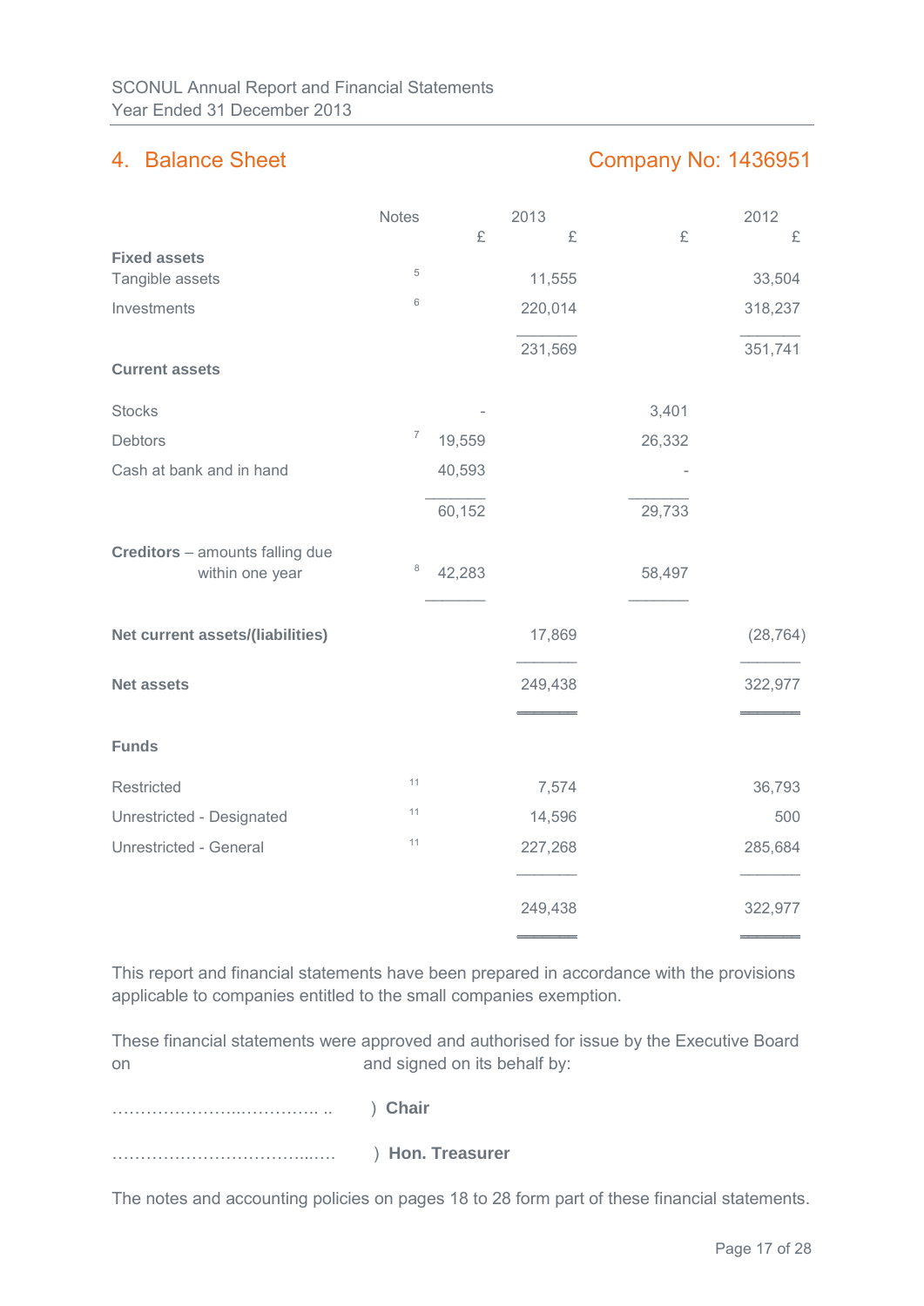## 4. Balance Sheet

**Company No: 1436951**

| | Notes | 2013 £ | 2013 £ | 2012 £ | 2012 £ |
|---|---|---|---|---|---|
| **Fixed assets** | | | | | |
| Tangible assets | 5 | | 11,555 | | 33,504 |
| Investments | 6 | | 220,014 | | 318,237 |
| | | | 231,569 | | 351,741 |
| **Current assets** | | | | | |
| Stocks | | - | | 3,401 | |
| Debtors | 7 | 19,559 | | 26,332 | |
| Cash at bank and in hand | | 40,593 | | - | |
| | | 60,152 | | 29,733 | |
| **Creditors** – amounts falling due within one year | 8 | 42,283 | | 58,497 | |
| **Net current assets/(liabilities)** | | | 17,869 | | (28,764) |
| **Net assets** | | | 249,438 | | 322,977 |
| **Funds** | | | | | |
| Restricted | 11 | | 7,574 | | 36,793 |
| Unrestricted - Designated | 11 | | 14,596 | | 500 |
| Unrestricted - General | 11 | | 227,268 | | 285,684 |
| | | | 249,438 | | 322,977 |

This report and financial statements have been prepared in accordance with the provisions applicable to companies entitled to the small companies exemption.

These financial statements were approved and authorised for issue by the Executive Board on                                 and signed on its behalf by:

……………………..…………. .. ) **Chair**

………………………………..…. ) **Hon. Treasurer**

The notes and accounting policies on pages 18 to 28 form part of these financial statements.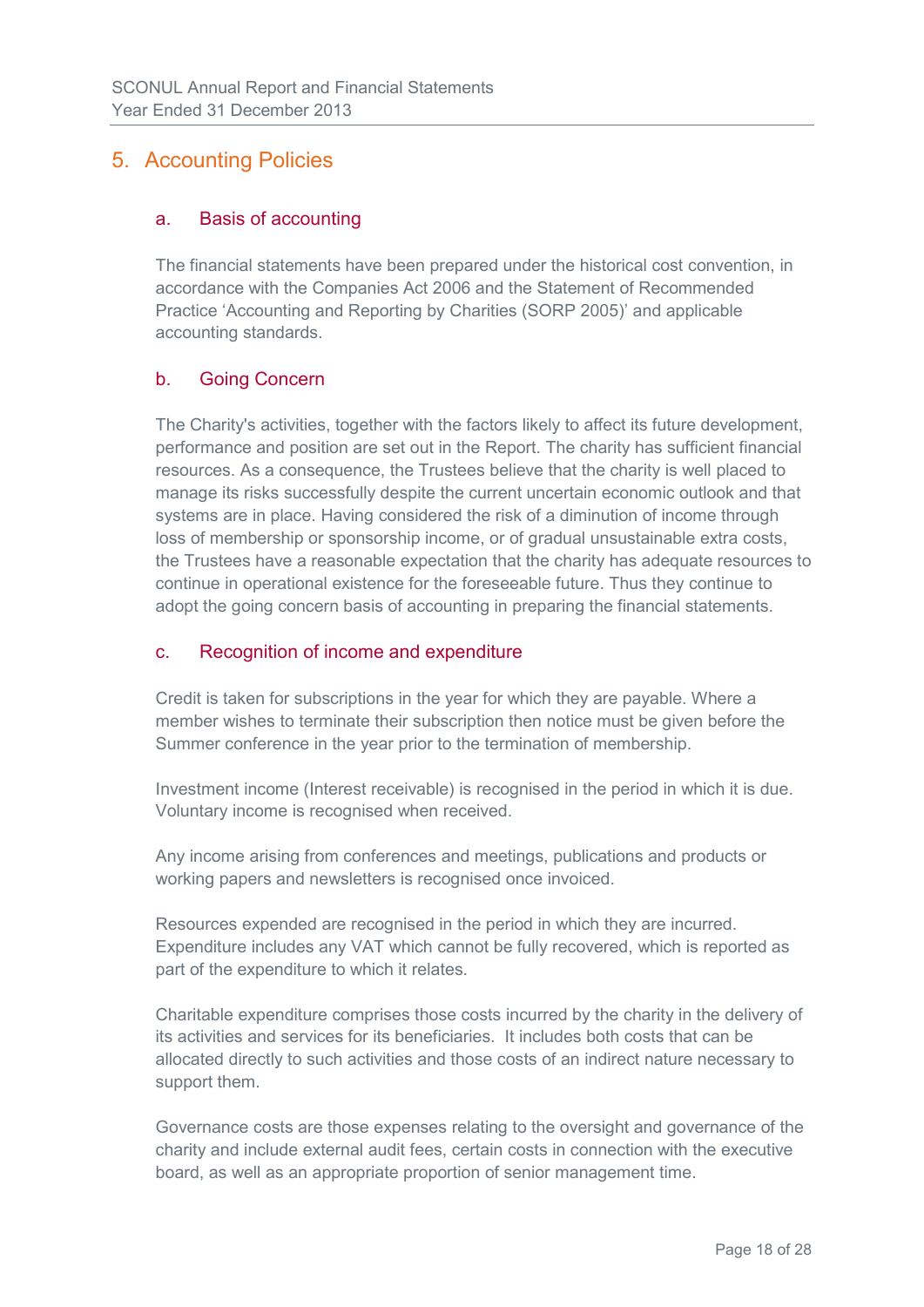## 5. Accounting Policies

### a. Basis of accounting

The financial statements have been prepared under the historical cost convention, in accordance with the Companies Act 2006 and the Statement of Recommended Practice 'Accounting and Reporting by Charities (SORP 2005)' and applicable accounting standards.

### b. Going Concern

The Charity's activities, together with the factors likely to affect its future development, performance and position are set out in the Report. The charity has sufficient financial resources. As a consequence, the Trustees believe that the charity is well placed to manage its risks successfully despite the current uncertain economic outlook and that systems are in place. Having considered the risk of a diminution of income through loss of membership or sponsorship income, or of gradual unsustainable extra costs, the Trustees have a reasonable expectation that the charity has adequate resources to continue in operational existence for the foreseeable future. Thus they continue to adopt the going concern basis of accounting in preparing the financial statements.

### c. Recognition of income and expenditure

Credit is taken for subscriptions in the year for which they are payable. Where a member wishes to terminate their subscription then notice must be given before the Summer conference in the year prior to the termination of membership.

Investment income (Interest receivable) is recognised in the period in which it is due. Voluntary income is recognised when received.

Any income arising from conferences and meetings, publications and products or working papers and newsletters is recognised once invoiced.

Resources expended are recognised in the period in which they are incurred. Expenditure includes any VAT which cannot be fully recovered, which is reported as part of the expenditure to which it relates.

Charitable expenditure comprises those costs incurred by the charity in the delivery of its activities and services for its beneficiaries. It includes both costs that can be allocated directly to such activities and those costs of an indirect nature necessary to support them.

Governance costs are those expenses relating to the oversight and governance of the charity and include external audit fees, certain costs in connection with the executive board, as well as an appropriate proportion of senior management time.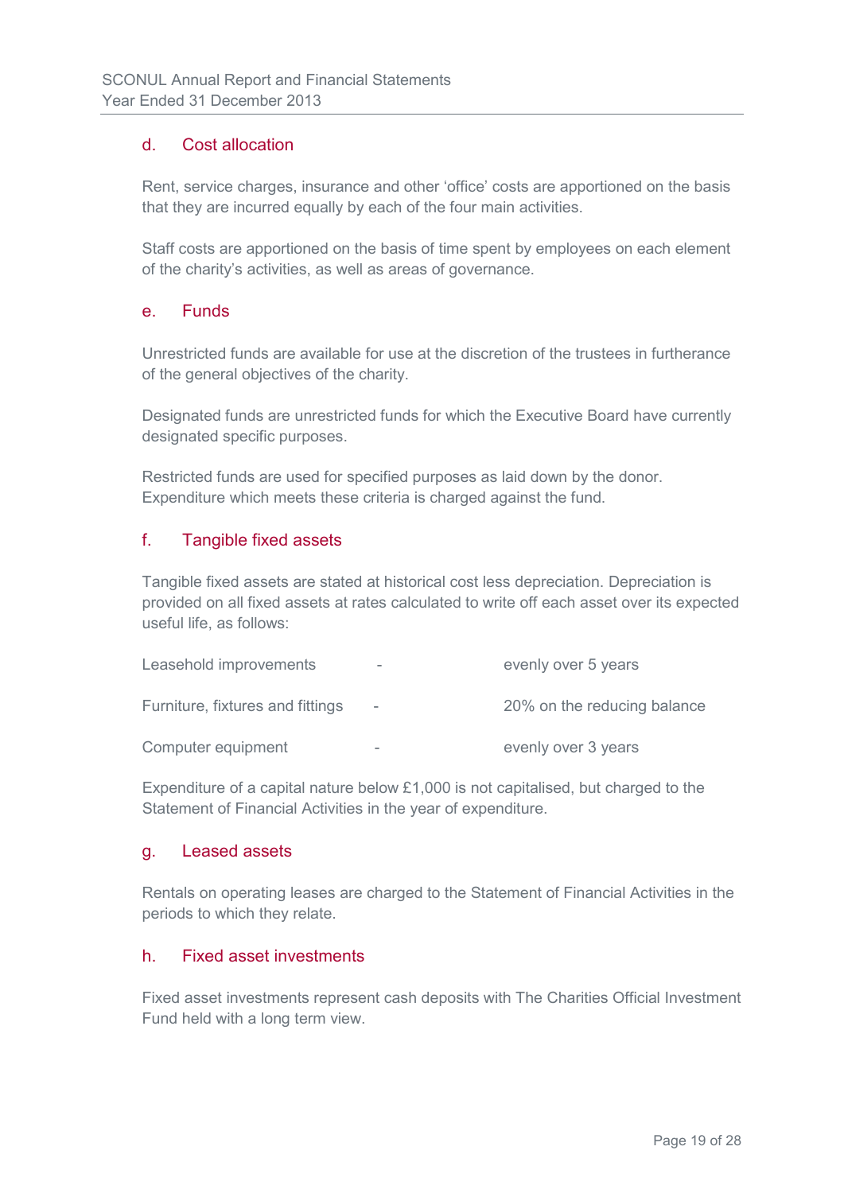### d. Cost allocation

Rent, service charges, insurance and other 'office' costs are apportioned on the basis that they are incurred equally by each of the four main activities.

Staff costs are apportioned on the basis of time spent by employees on each element of the charity's activities, as well as areas of governance.

### e. Funds

Unrestricted funds are available for use at the discretion of the trustees in furtherance of the general objectives of the charity.

Designated funds are unrestricted funds for which the Executive Board have currently designated specific purposes.

Restricted funds are used for specified purposes as laid down by the donor. Expenditure which meets these criteria is charged against the fund.

### f. Tangible fixed assets

Tangible fixed assets are stated at historical cost less depreciation. Depreciation is provided on all fixed assets at rates calculated to write off each asset over its expected useful life, as follows:

| | | |
|---|---|---|
| Leasehold improvements | - | evenly over 5 years |
| Furniture, fixtures and fittings | - | 20% on the reducing balance |
| Computer equipment | - | evenly over 3 years |

Expenditure of a capital nature below £1,000 is not capitalised, but charged to the Statement of Financial Activities in the year of expenditure.

### g. Leased assets

Rentals on operating leases are charged to the Statement of Financial Activities in the periods to which they relate.

### h. Fixed asset investments

Fixed asset investments represent cash deposits with The Charities Official Investment Fund held with a long term view.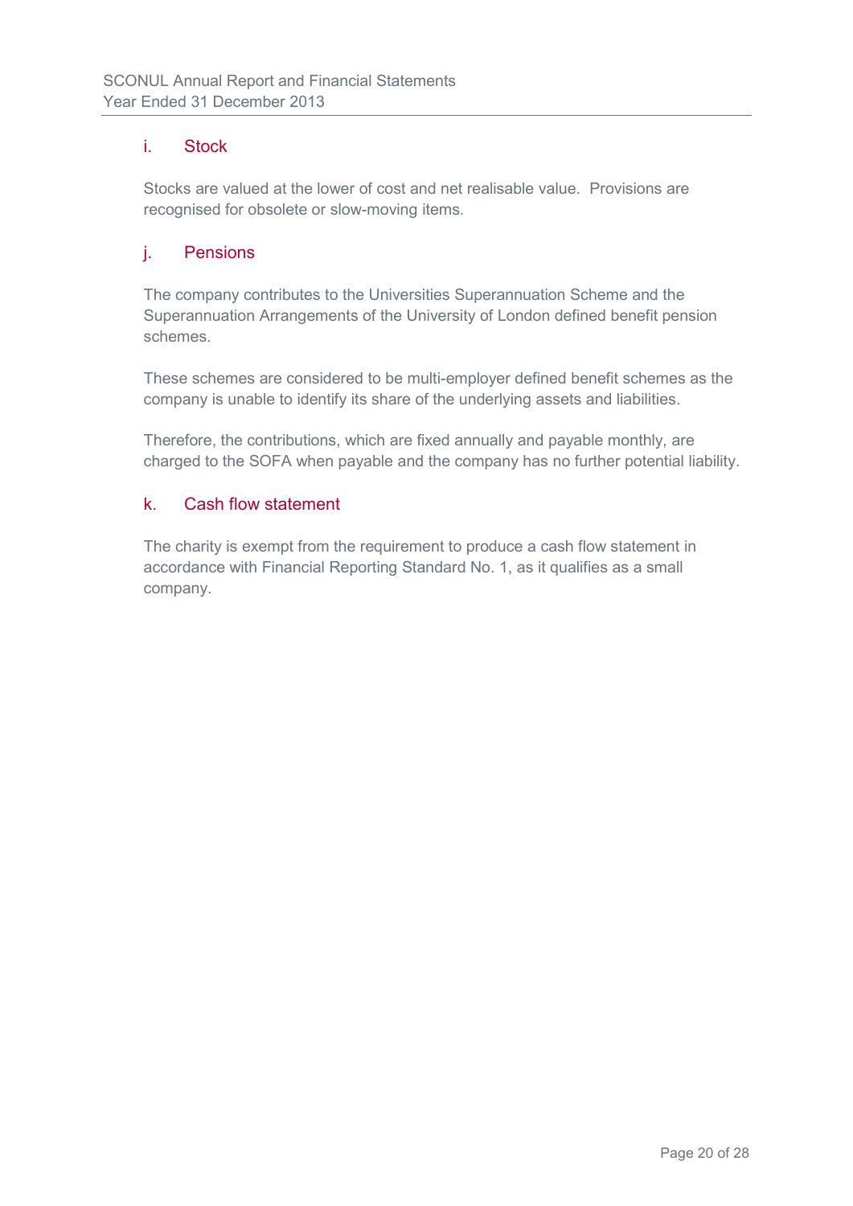### i. Stock

Stocks are valued at the lower of cost and net realisable value. Provisions are recognised for obsolete or slow-moving items.

### j. Pensions

The company contributes to the Universities Superannuation Scheme and the Superannuation Arrangements of the University of London defined benefit pension schemes.

These schemes are considered to be multi-employer defined benefit schemes as the company is unable to identify its share of the underlying assets and liabilities.

Therefore, the contributions, which are fixed annually and payable monthly, are charged to the SOFA when payable and the company has no further potential liability.

### k. Cash flow statement

The charity is exempt from the requirement to produce a cash flow statement in accordance with Financial Reporting Standard No. 1, as it qualifies as a small company.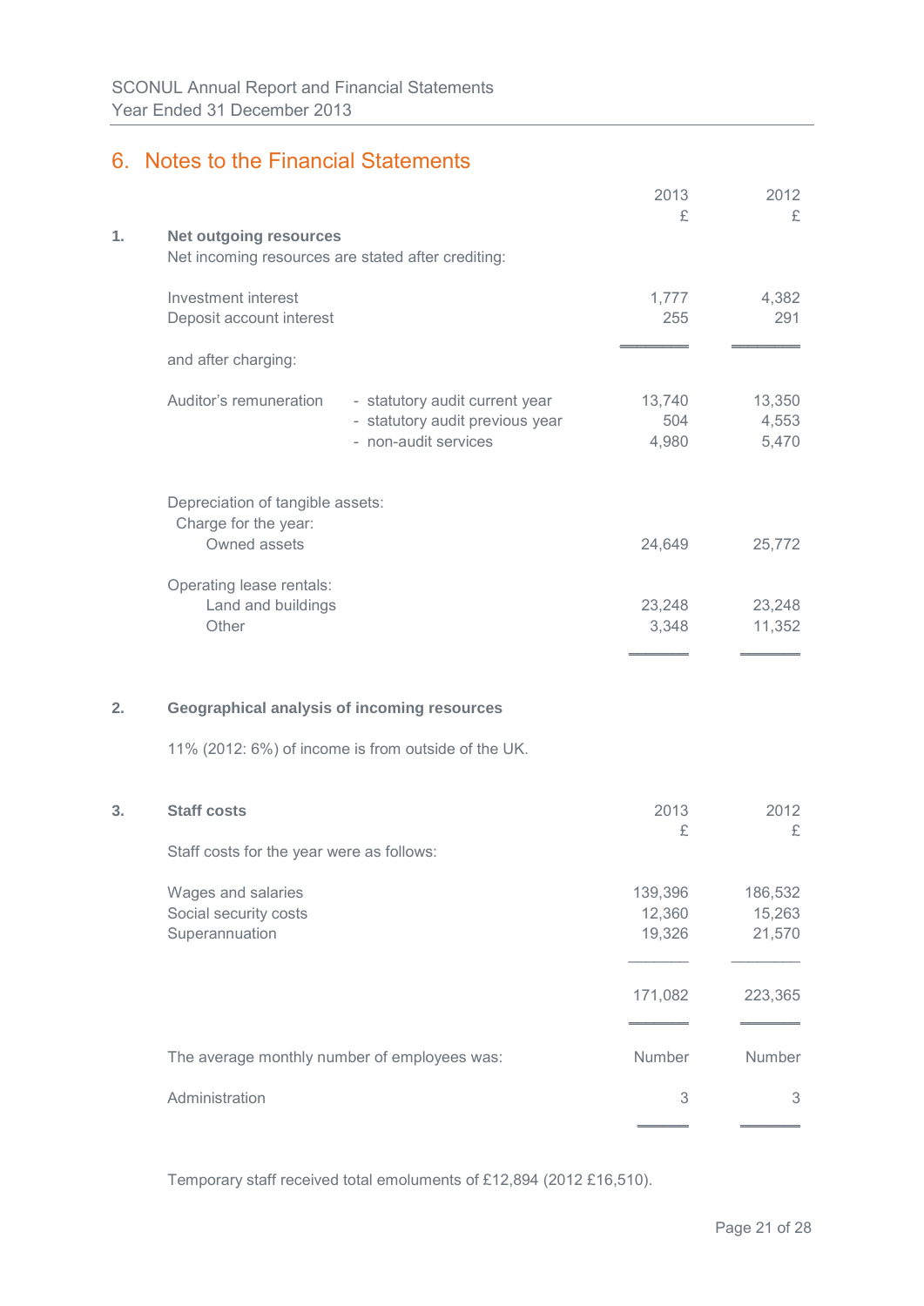## 6. Notes to the Financial Statements

### 1. Net outgoing resources

| | | 2013 £ | 2012 £ |
|---|---|---|---|
| Net incoming resources are stated after crediting: | | | |
| Investment interest | | 1,777 | 4,382 |
| Deposit account interest | | 255 | 291 |
| and after charging: | | | |
| Auditor's remuneration | - statutory audit current year | 13,740 | 13,350 |
| | - statutory audit previous year | 504 | 4,553 |
| | - non-audit services | 4,980 | 5,470 |
| Depreciation of tangible assets: | | | |
| Charge for the year: | | | |
| Owned assets | | 24,649 | 25,772 |
| Operating lease rentals: | | | |
| Land and buildings | | 23,248 | 23,248 |
| Other | | 3,348 | 11,352 |

### 2. Geographical analysis of incoming resources

11% (2012: 6%) of income is from outside of the UK.

### 3. Staff costs

| Staff costs for the year were as follows: | 2013 £ | 2012 £ |
|---|---|---|
| Wages and salaries | 139,396 | 186,532 |
| Social security costs | 12,360 | 15,263 |
| Superannuation | 19,326 | 21,570 |
| | 171,082 | 223,365 |

| The average monthly number of employees was: | Number | Number |
|---|---|---|
| Administration | 3 | 3 |

Temporary staff received total emoluments of £12,894 (2012 £16,510).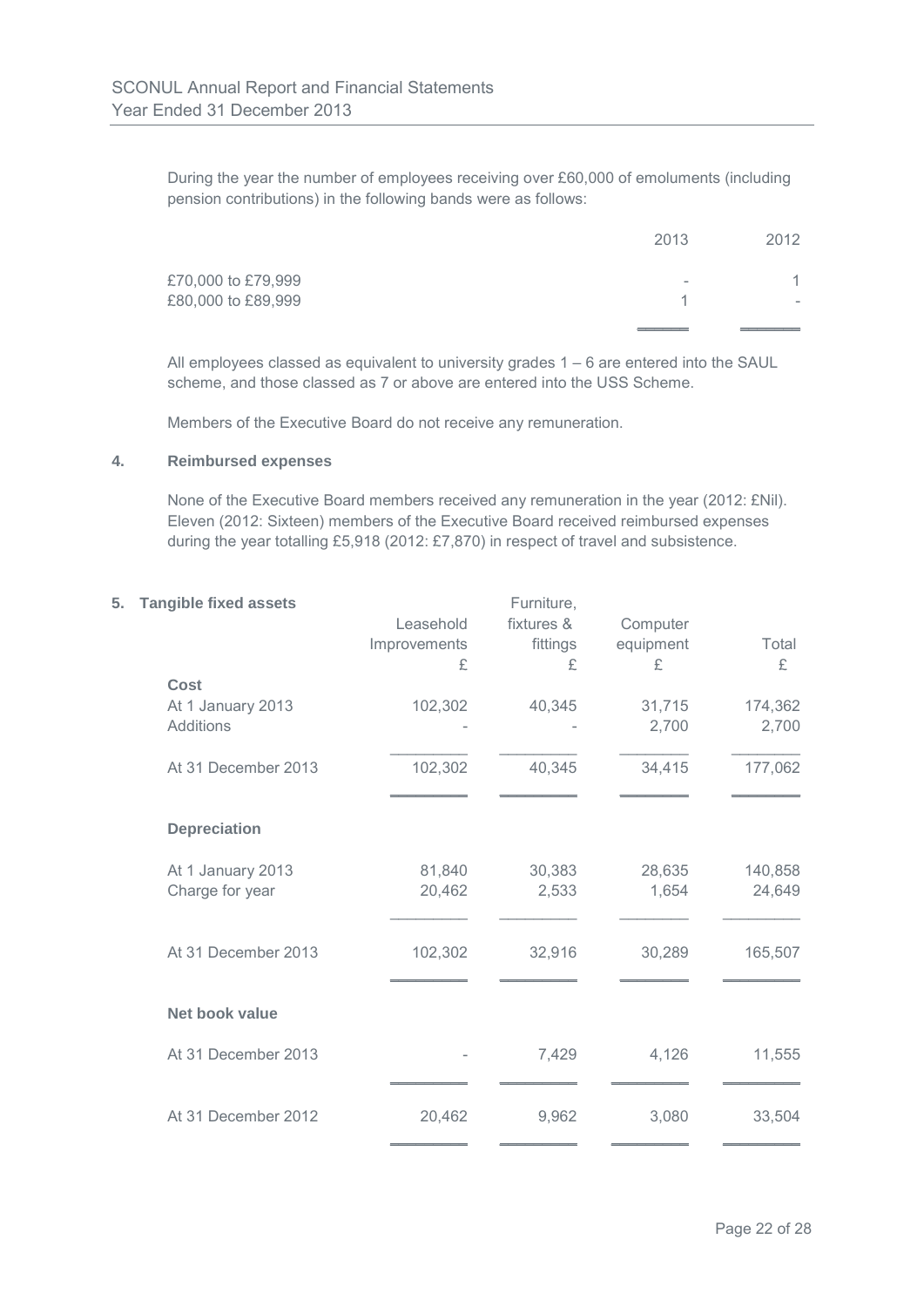During the year the number of employees receiving over £60,000 of emoluments (including pension contributions) in the following bands were as follows:

| | 2013 | 2012 |
|---|---|---|
| £70,000 to £79,999 | - | 1 |
| £80,000 to £89,999 | 1 | - |

All employees classed as equivalent to university grades 1 – 6 are entered into the SAUL scheme, and those classed as 7 or above are entered into the USS Scheme.

Members of the Executive Board do not receive any remuneration.

## 4. Reimbursed expenses

None of the Executive Board members received any remuneration in the year (2012: £Nil). Eleven (2012: Sixteen) members of the Executive Board received reimbursed expenses during the year totalling £5,918 (2012: £7,870) in respect of travel and subsistence.

## 5. Tangible fixed assets

| | Leasehold Improvements £ | Furniture, fixtures & fittings £ | Computer equipment £ | Total £ |
|---|---|---|---|---|
| **Cost** | | | | |
| At 1 January 2013 | 102,302 | 40,345 | 31,715 | 174,362 |
| Additions | - | - | 2,700 | 2,700 |
| At 31 December 2013 | 102,302 | 40,345 | 34,415 | 177,062 |
| **Depreciation** | | | | |
| At 1 January 2013 | 81,840 | 30,383 | 28,635 | 140,858 |
| Charge for year | 20,462 | 2,533 | 1,654 | 24,649 |
| At 31 December 2013 | 102,302 | 32,916 | 30,289 | 165,507 |
| **Net book value** | | | | |
| At 31 December 2013 | - | 7,429 | 4,126 | 11,555 |
| At 31 December 2012 | 20,462 | 9,962 | 3,080 | 33,504 |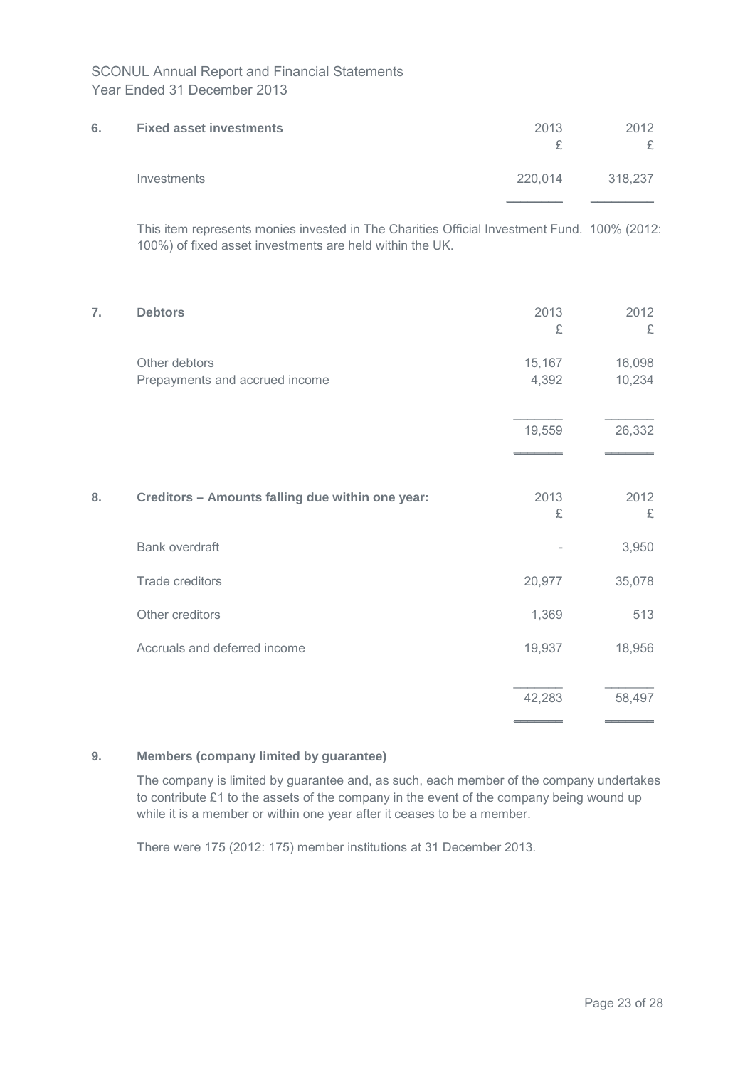## 6. Fixed asset investments

| | 2013 £ | 2012 £ |
|---|---|---|
| Investments | 220,014 | 318,237 |

This item represents monies invested in The Charities Official Investment Fund. 100% (2012: 100%) of fixed asset investments are held within the UK.

## 7. Debtors

| | 2013 £ | 2012 £ |
|---|---|---|
| Other debtors | 15,167 | 16,098 |
| Prepayments and accrued income | 4,392 | 10,234 |
| | 19,559 | 26,332 |

## 8. Creditors – Amounts falling due within one year:

| | 2013 £ | 2012 £ |
|---|---|---|
| Bank overdraft | - | 3,950 |
| Trade creditors | 20,977 | 35,078 |
| Other creditors | 1,369 | 513 |
| Accruals and deferred income | 19,937 | 18,956 |
| | 42,283 | 58,497 |

## 9. Members (company limited by guarantee)

The company is limited by guarantee and, as such, each member of the company undertakes to contribute £1 to the assets of the company in the event of the company being wound up while it is a member or within one year after it ceases to be a member.

There were 175 (2012: 175) member institutions at 31 December 2013.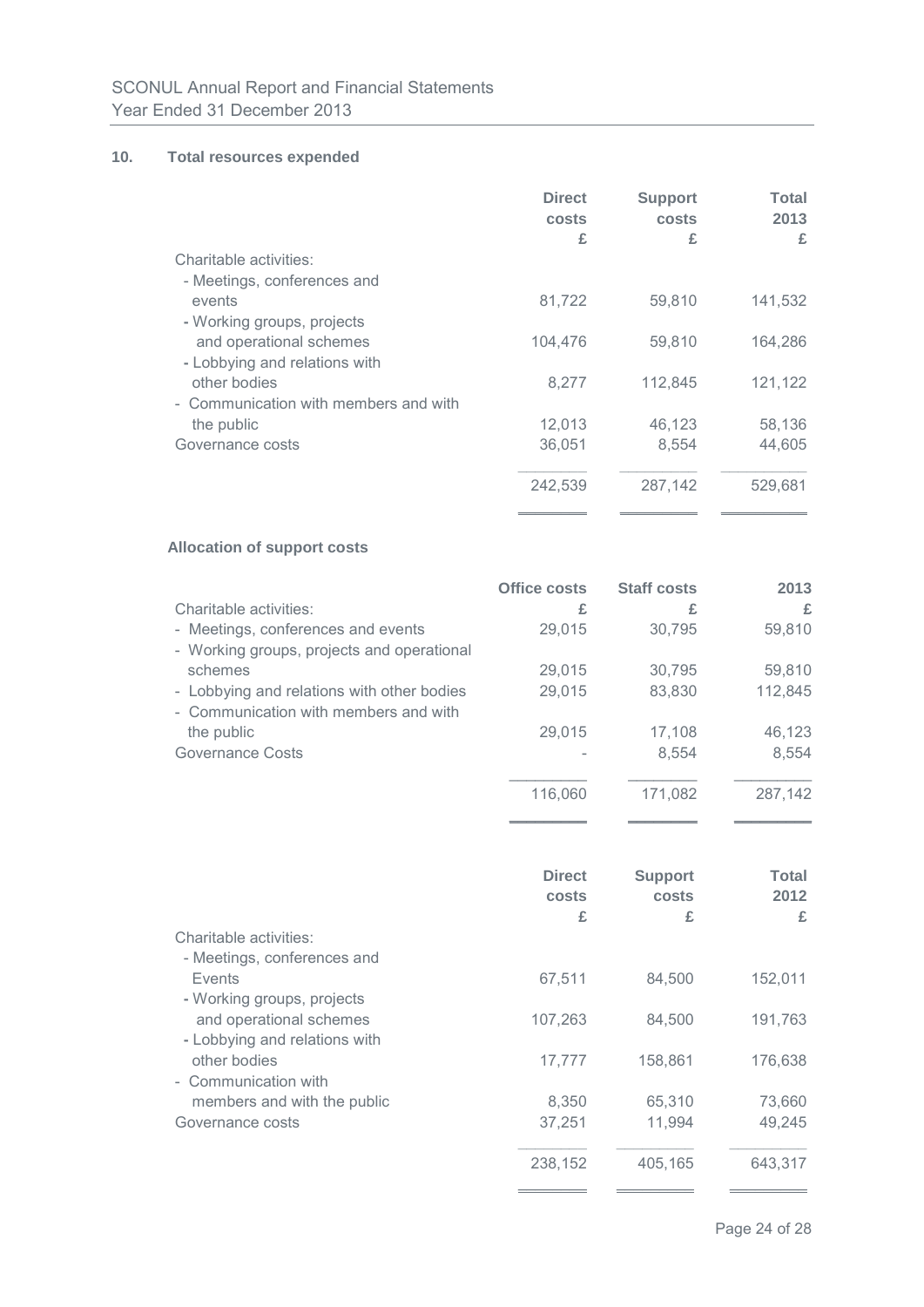## 10. Total resources expended

| | Direct costs £ | Support costs £ | Total 2013 £ |
|---|---|---|---|
| Charitable activities: | | | |
| - Meetings, conferences and events | 81,722 | 59,810 | 141,532 |
| - Working groups, projects and operational schemes | 104,476 | 59,810 | 164,286 |
| - Lobbying and relations with other bodies | 8,277 | 112,845 | 121,122 |
| - Communication with members and with the public | 12,013 | 46,123 | 58,136 |
| Governance costs | 36,051 | 8,554 | 44,605 |
| | 242,539 | 287,142 | 529,681 |

### Allocation of support costs

| | Office costs £ | Staff costs £ | 2013 £ |
|---|---|---|---|
| Charitable activities: | | | |
| - Meetings, conferences and events | 29,015 | 30,795 | 59,810 |
| - Working groups, projects and operational schemes | 29,015 | 30,795 | 59,810 |
| - Lobbying and relations with other bodies | 29,015 | 83,830 | 112,845 |
| - Communication with members and with the public | 29,015 | 17,108 | 46,123 |
| Governance Costs | - | 8,554 | 8,554 |
| | 116,060 | 171,082 | 287,142 |

| | Direct costs £ | Support costs £ | Total 2012 £ |
|---|---|---|---|
| Charitable activities: | | | |
| - Meetings, conferences and Events | 67,511 | 84,500 | 152,011 |
| - Working groups, projects and operational schemes | 107,263 | 84,500 | 191,763 |
| - Lobbying and relations with other bodies | 17,777 | 158,861 | 176,638 |
| - Communication with members and with the public | 8,350 | 65,310 | 73,660 |
| Governance costs | 37,251 | 11,994 | 49,245 |
| | 238,152 | 405,165 | 643,317 |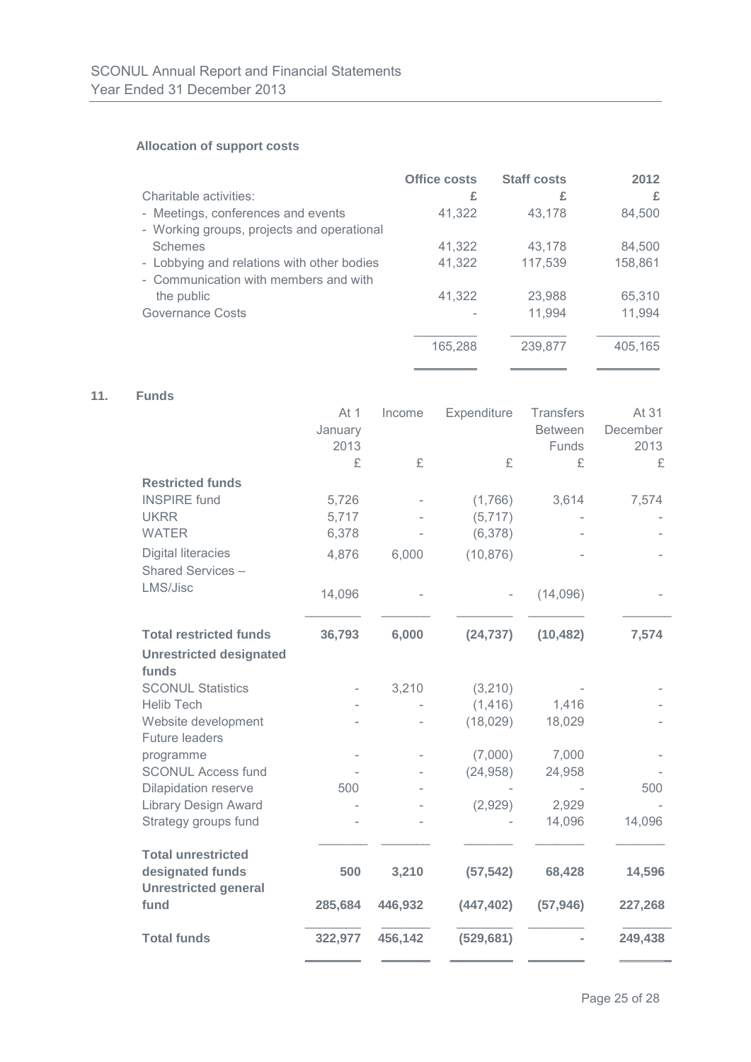**Allocation of support costs**

| Charitable activities: | Office costs £ | Staff costs £ | 2012 £ |
|---|---|---|---|
| - Meetings, conferences and events | 41,322 | 43,178 | 84,500 |
| - Working groups, projects and operational Schemes | 41,322 | 43,178 | 84,500 |
| - Lobbying and relations with other bodies | 41,322 | 117,539 | 158,861 |
| - Communication with members and with the public | 41,322 | 23,988 | 65,310 |
| Governance Costs | - | 11,994 | 11,994 |
| | 165,288 | 239,877 | 405,165 |

## 11. Funds

| | At 1 January 2013 £ | Income £ | Expenditure £ | Transfers Between Funds £ | At 31 December 2013 £ |
|---|---|---|---|---|---|
| **Restricted funds** | | | | | |
| INSPIRE fund | 5,726 | - | (1,766) | 3,614 | 7,574 |
| UKRR | 5,717 | - | (5,717) | - | - |
| WATER | 6,378 | - | (6,378) | - | - |
| Digital literacies | 4,876 | 6,000 | (10,876) | - | - |
| Shared Services – LMS/Jisc | 14,096 | - | - | (14,096) | - |
| **Total restricted funds** | **36,793** | **6,000** | **(24,737)** | **(10,482)** | **7,574** |
| **Unrestricted designated funds** | | | | | |
| SCONUL Statistics | - | 3,210 | (3,210) | - | - |
| Helib Tech | - | - | (1,416) | 1,416 | - |
| Website development | - | - | (18,029) | 18,029 | - |
| Future leaders programme | - | - | (7,000) | 7,000 | - |
| SCONUL Access fund | - | - | (24,958) | 24,958 | - |
| Dilapidation reserve | 500 | - | - | - | 500 |
| Library Design Award | - | - | (2,929) | 2,929 | - |
| Strategy groups fund | - | - | - | 14,096 | 14,096 |
| **Total unrestricted designated funds** | **500** | **3,210** | **(57,542)** | **68,428** | **14,596** |
| **Unrestricted general fund** | **285,684** | **446,932** | **(447,402)** | **(57,946)** | **227,268** |
| **Total funds** | **322,977** | **456,142** | **(529,681)** | **-** | **249,438** |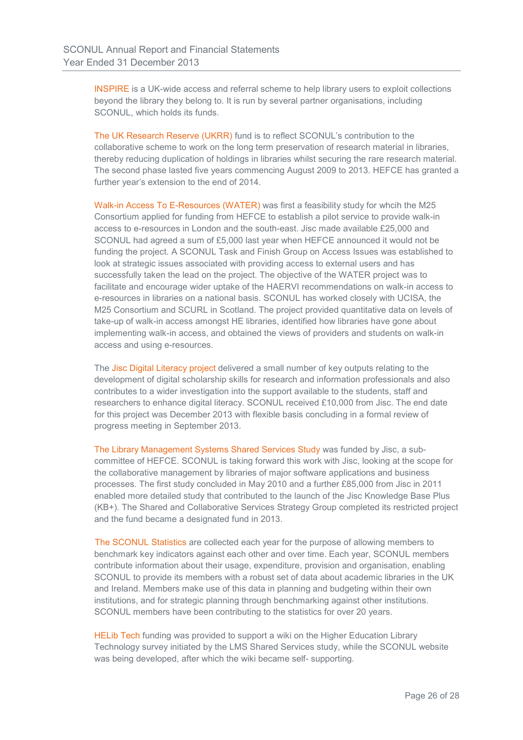INSPIRE is a UK-wide access and referral scheme to help library users to exploit collections beyond the library they belong to. It is run by several partner organisations, including SCONUL, which holds its funds.

The UK Research Reserve (UKRR) fund is to reflect SCONUL's contribution to the collaborative scheme to work on the long term preservation of research material in libraries, thereby reducing duplication of holdings in libraries whilst securing the rare research material. The second phase lasted five years commencing August 2009 to 2013. HEFCE has granted a further year's extension to the end of 2014.

Walk-in Access To E-Resources (WATER) was first a feasibility study for whcih the M25 Consortium applied for funding from HEFCE to establish a pilot service to provide walk-in access to e-resources in London and the south-east. Jisc made available £25,000 and SCONUL had agreed a sum of £5,000 last year when HEFCE announced it would not be funding the project. A SCONUL Task and Finish Group on Access Issues was established to look at strategic issues associated with providing access to external users and has successfully taken the lead on the project. The objective of the WATER project was to facilitate and encourage wider uptake of the HAERVI recommendations on walk-in access to e-resources in libraries on a national basis. SCONUL has worked closely with UCISA, the M25 Consortium and SCURL in Scotland. The project provided quantitative data on levels of take-up of walk-in access amongst HE libraries, identified how libraries have gone about implementing walk-in access, and obtained the views of providers and students on walk-in access and using e-resources.

The Jisc Digital Literacy project delivered a small number of key outputs relating to the development of digital scholarship skills for research and information professionals and also contributes to a wider investigation into the support available to the students, staff and researchers to enhance digital literacy. SCONUL received £10,000 from Jisc. The end date for this project was December 2013 with flexible basis concluding in a formal review of progress meeting in September 2013.

The Library Management Systems Shared Services Study was funded by Jisc, a sub-committee of HEFCE. SCONUL is taking forward this work with Jisc, looking at the scope for the collaborative management by libraries of major software applications and business processes. The first study concluded in May 2010 and a further £85,000 from Jisc in 2011 enabled more detailed study that contributed to the launch of the Jisc Knowledge Base Plus (KB+). The Shared and Collaborative Services Strategy Group completed its restricted project and the fund became a designated fund in 2013.

The SCONUL Statistics are collected each year for the purpose of allowing members to benchmark key indicators against each other and over time. Each year, SCONUL members contribute information about their usage, expenditure, provision and organisation, enabling SCONUL to provide its members with a robust set of data about academic libraries in the UK and Ireland. Members make use of this data in planning and budgeting within their own institutions, and for strategic planning through benchmarking against other institutions. SCONUL members have been contributing to the statistics for over 20 years.

HELib Tech funding was provided to support a wiki on the Higher Education Library Technology survey initiated by the LMS Shared Services study, while the SCONUL website was being developed, after which the wiki became self- supporting.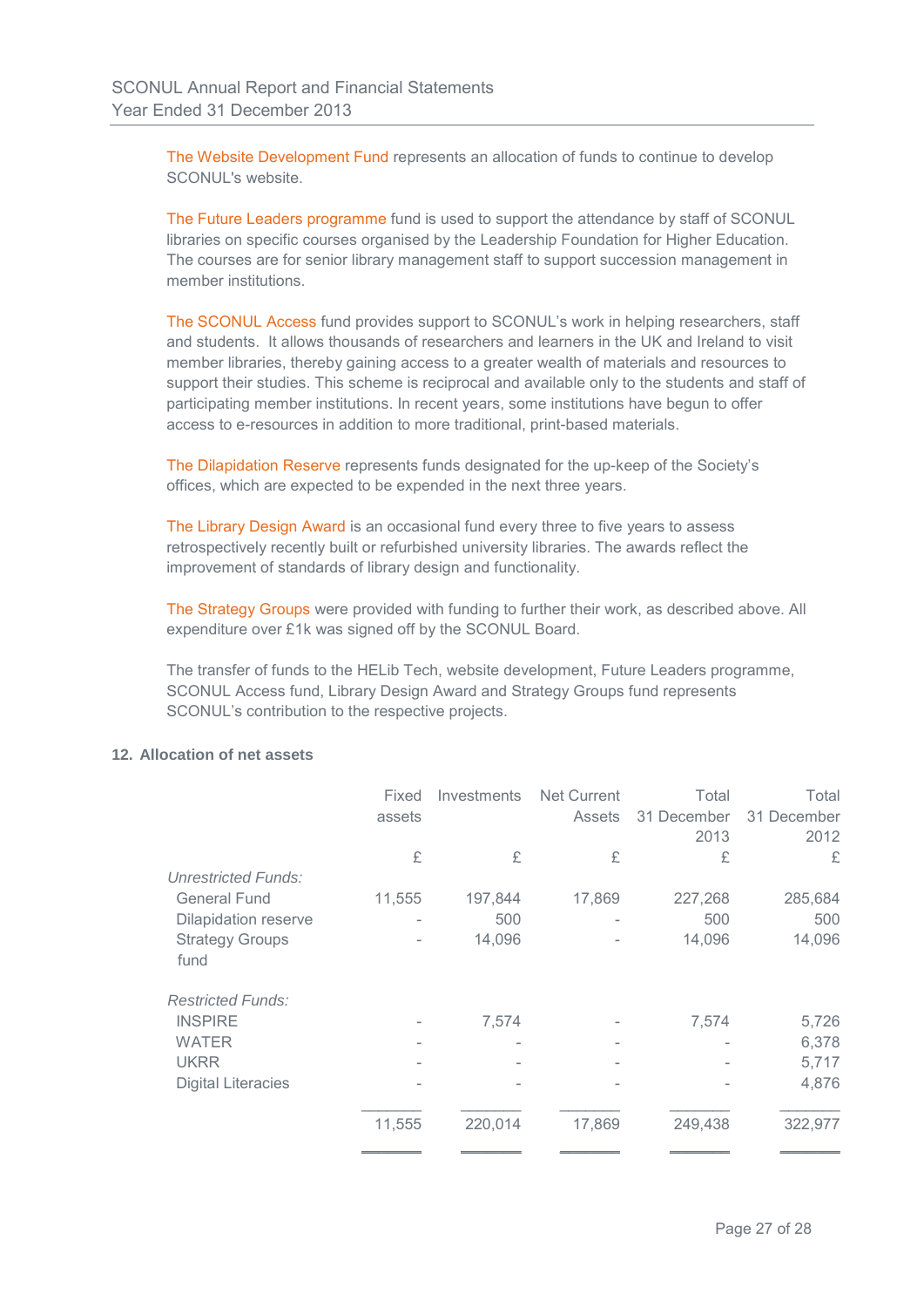The Website Development Fund represents an allocation of funds to continue to develop SCONUL's website.

The Future Leaders programme fund is used to support the attendance by staff of SCONUL libraries on specific courses organised by the Leadership Foundation for Higher Education. The courses are for senior library management staff to support succession management in member institutions.

The SCONUL Access fund provides support to SCONUL's work in helping researchers, staff and students. It allows thousands of researchers and learners in the UK and Ireland to visit member libraries, thereby gaining access to a greater wealth of materials and resources to support their studies. This scheme is reciprocal and available only to the students and staff of participating member institutions. In recent years, some institutions have begun to offer access to e-resources in addition to more traditional, print-based materials.

The Dilapidation Reserve represents funds designated for the up-keep of the Society's offices, which are expected to be expended in the next three years.

The Library Design Award is an occasional fund every three to five years to assess retrospectively recently built or refurbished university libraries. The awards reflect the improvement of standards of library design and functionality.

The Strategy Groups were provided with funding to further their work, as described above. All expenditure over £1k was signed off by the SCONUL Board.

The transfer of funds to the HELib Tech, website development, Future Leaders programme, SCONUL Access fund, Library Design Award and Strategy Groups fund represents SCONUL's contribution to the respective projects.

**12. Allocation of net assets**

| | Fixed assets | Investments | Net Current Assets | Total 31 December 2013 | Total 31 December 2012 |
|---|---|---|---|---|---|
| | £ | £ | £ | £ | £ |
| *Unrestricted Funds:* | | | | | |
| General Fund | 11,555 | 197,844 | 17,869 | 227,268 | 285,684 |
| Dilapidation reserve | - | 500 | - | 500 | 500 |
| Strategy Groups fund | - | 14,096 | - | 14,096 | 14,096 |
| *Restricted Funds:* | | | | | |
| INSPIRE | - | 7,574 | - | 7,574 | 5,726 |
| WATER | - | - | - | - | 6,378 |
| UKRR | - | - | - | - | 5,717 |
| Digital Literacies | - | - | - | - | 4,876 |
| | 11,555 | 220,014 | 17,869 | 249,438 | 322,977 |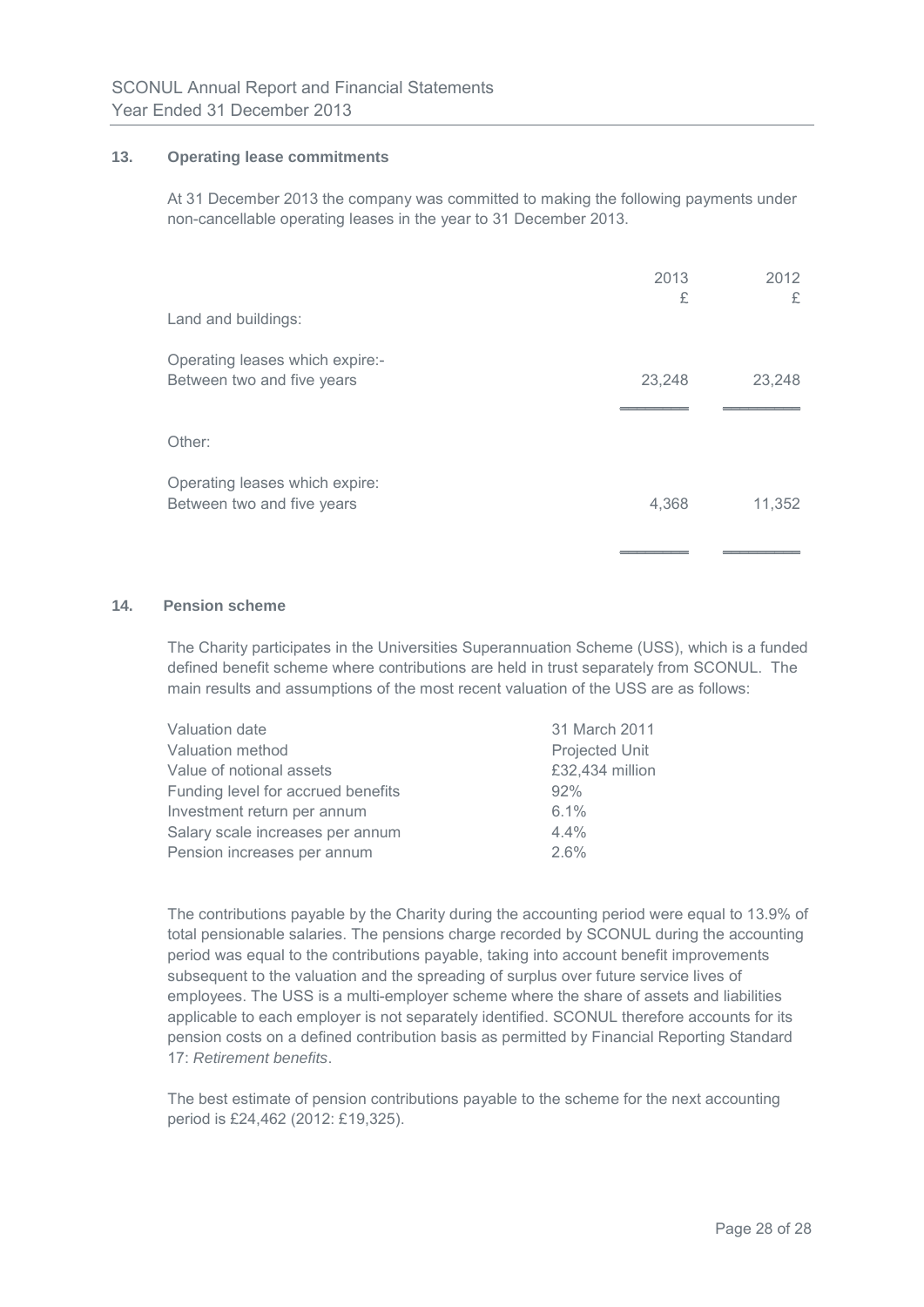## 13. Operating lease commitments

At 31 December 2013 the company was committed to making the following payments under non-cancellable operating leases in the year to 31 December 2013.

| | 2013<br>£ | 2012<br>£ |
|---|---|---|
| Land and buildings: | | |
| Operating leases which expire:- | | |
| Between two and five years | 23,248 | 23,248 |
| Other: | | |
| Operating leases which expire: | | |
| Between two and five years | 4,368 | 11,352 |

## 14. Pension scheme

The Charity participates in the Universities Superannuation Scheme (USS), which is a funded defined benefit scheme where contributions are held in trust separately from SCONUL. The main results and assumptions of the most recent valuation of the USS are as follows:

| | |
|---|---|
| Valuation date | 31 March 2011 |
| Valuation method | Projected Unit |
| Value of notional assets | £32,434 million |
| Funding level for accrued benefits | 92% |
| Investment return per annum | 6.1% |
| Salary scale increases per annum | 4.4% |
| Pension increases per annum | 2.6% |

The contributions payable by the Charity during the accounting period were equal to 13.9% of total pensionable salaries. The pensions charge recorded by SCONUL during the accounting period was equal to the contributions payable, taking into account benefit improvements subsequent to the valuation and the spreading of surplus over future service lives of employees. The USS is a multi-employer scheme where the share of assets and liabilities applicable to each employer is not separately identified. SCONUL therefore accounts for its pension costs on a defined contribution basis as permitted by Financial Reporting Standard 17: *Retirement benefits*.

The best estimate of pension contributions payable to the scheme for the next accounting period is £24,462 (2012: £19,325).